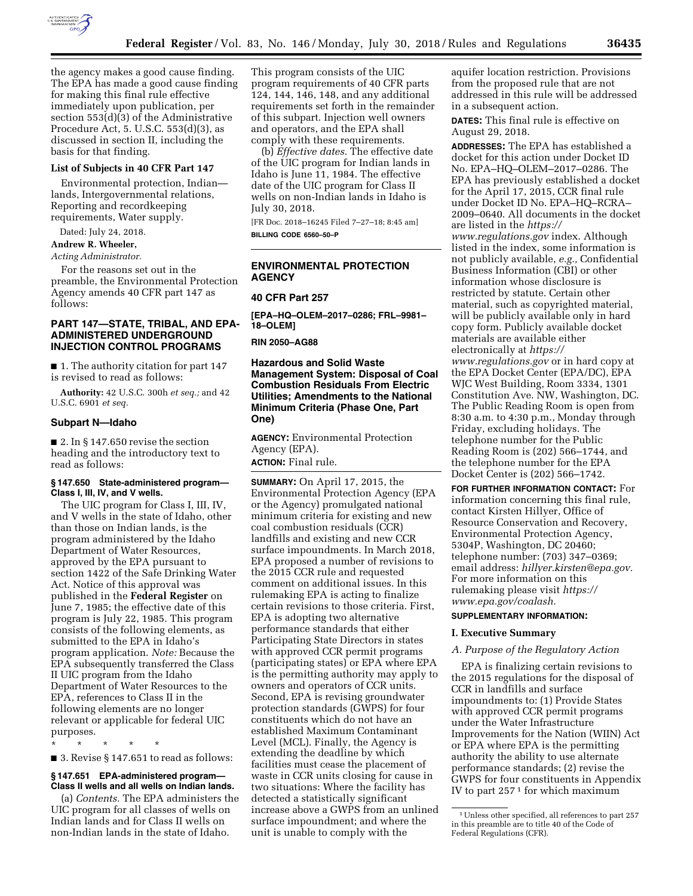the agency makes a good cause finding. The EPA has made a good cause finding for making this final rule effective immediately upon publication, per section 553(d)(3) of the Administrative Procedure Act, 5. U.S.C. 553(d)(3), as discussed in section II, including the basis for that finding.

**List of Subjects in 40 CFR Part 147**

Environmental protection, Indian—lands, Intergovernmental relations, Reporting and recordkeeping requirements, Water supply.

Dated: July 24, 2018.

**Andrew R. Wheeler,**

*Acting Administrator.*

For the reasons set out in the preamble, the Environmental Protection Agency amends 40 CFR part 147 as follows:

## PART 147—STATE, TRIBAL, AND EPA-ADMINISTERED UNDERGROUND INJECTION CONTROL PROGRAMS

■ 1. The authority citation for part 147 is revised to read as follows:

**Authority:** 42 U.S.C. 300h *et seq.;* and 42 U.S.C. 6901 *et seq.*

### Subpart N—Idaho

■ 2. In § 147.650 revise the section heading and the introductory text to read as follows:

#### § 147.650 State-administered program—Class I, III, IV, and V wells.

The UIC program for Class I, III, IV, and V wells in the state of Idaho, other than those on Indian lands, is the program administered by the Idaho Department of Water Resources, approved by the EPA pursuant to section 1422 of the Safe Drinking Water Act. Notice of this approval was published in the **Federal Register** on June 7, 1985; the effective date of this program is July 22, 1985. This program consists of the following elements, as submitted to the EPA in Idaho's program application. *Note:* Because the EPA subsequently transferred the Class II UIC program from the Idaho Department of Water Resources to the EPA, references to Class II in the following elements are no longer relevant or applicable for federal UIC purposes.

\* \* \* \* \*

■ 3. Revise § 147.651 to read as follows:

#### § 147.651 EPA-administered program—Class II wells and all wells on Indian lands.

(a) *Contents.* The EPA administers the UIC program for all classes of wells on Indian lands and for Class II wells on non-Indian lands in the state of Idaho. This program consists of the UIC program requirements of 40 CFR parts 124, 144, 146, 148, and any additional requirements set forth in the remainder of this subpart. Injection well owners and operators, and the EPA shall comply with these requirements.

(b) *Effective dates.* The effective date of the UIC program for Indian lands in Idaho is June 11, 1984. The effective date of the UIC program for Class II wells on non-Indian lands in Idaho is July 30, 2018.

[FR Doc. 2018–16245 Filed 7–27–18; 8:45 am]

**BILLING CODE 6560–50–P**

---

## ENVIRONMENTAL PROTECTION AGENCY

### 40 CFR Part 257

**[EPA–HQ–OLEM–2017–0286; FRL–9981–18–OLEM]**

**RIN 2050–AG88**

### Hazardous and Solid Waste Management System: Disposal of Coal Combustion Residuals From Electric Utilities; Amendments to the National Minimum Criteria (Phase One, Part One)

**AGENCY:** Environmental Protection Agency (EPA).

**ACTION:** Final rule.

**SUMMARY:** On April 17, 2015, the Environmental Protection Agency (EPA or the Agency) promulgated national minimum criteria for existing and new coal combustion residuals (CCR) landfills and existing and new CCR surface impoundments. In March 2018, EPA proposed a number of revisions to the 2015 CCR rule and requested comment on additional issues. In this rulemaking EPA is acting to finalize certain revisions to those criteria. First, EPA is adopting two alternative performance standards that either Participating State Directors in states with approved CCR permit programs (participating states) or EPA where EPA is the permitting authority may apply to owners and operators of CCR units. Second, EPA is revising groundwater protection standards (GWPS) for four constituents which do not have an established Maximum Contaminant Level (MCL). Finally, the Agency is extending the deadline by which facilities must cease the placement of waste in CCR units closing for cause in two situations: Where the facility has detected a statistically significant increase above a GWPS from an unlined surface impoundment; and where the unit is unable to comply with the aquifer location restriction. Provisions from the proposed rule that are not addressed in this rule will be addressed in a subsequent action.

**DATES:** This final rule is effective on August 29, 2018.

**ADDRESSES:** The EPA has established a docket for this action under Docket ID No. EPA–HQ–OLEM–2017–0286. The EPA has previously established a docket for the April 17, 2015, CCR final rule under Docket ID No. EPA–HQ–RCRA–2009–0640. All documents in the docket are listed in the *https://www.regulations.gov* index. Although listed in the index, some information is not publicly available, *e.g.,* Confidential Business Information (CBI) or other information whose disclosure is restricted by statute. Certain other material, such as copyrighted material, will be publicly available only in hard copy form. Publicly available docket materials are available either electronically at *https://www.regulations.gov* or in hard copy at the EPA Docket Center (EPA/DC), EPA WJC West Building, Room 3334, 1301 Constitution Ave. NW, Washington, DC. The Public Reading Room is open from 8:30 a.m. to 4:30 p.m., Monday through Friday, excluding holidays. The telephone number for the Public Reading Room is (202) 566–1744, and the telephone number for the EPA Docket Center is (202) 566–1742.

**FOR FURTHER INFORMATION CONTACT:** For information concerning this final rule, contact Kirsten Hillyer, Office of Resource Conservation and Recovery, Environmental Protection Agency, 5304P, Washington, DC 20460; telephone number: (703) 347–0369; email address: *hillyer.kirsten@epa.gov.* For more information on this rulemaking please visit *https://www.epa.gov/coalash.*

**SUPPLEMENTARY INFORMATION:**

### I. Executive Summary

#### *A. Purpose of the Regulatory Action*

EPA is finalizing certain revisions to the 2015 regulations for the disposal of CCR in landfills and surface impoundments to: (1) Provide States with approved CCR permit programs under the Water Infrastructure Improvements for the Nation (WIIN) Act or EPA where EPA is the permitting authority the ability to use alternate performance standards; (2) revise the GWPS for four constituents in Appendix IV to part 257 [1] for which maximum

[1] Unless other specified, all references to part 257 in this preamble are to title 40 of the Code of Federal Regulations (CFR).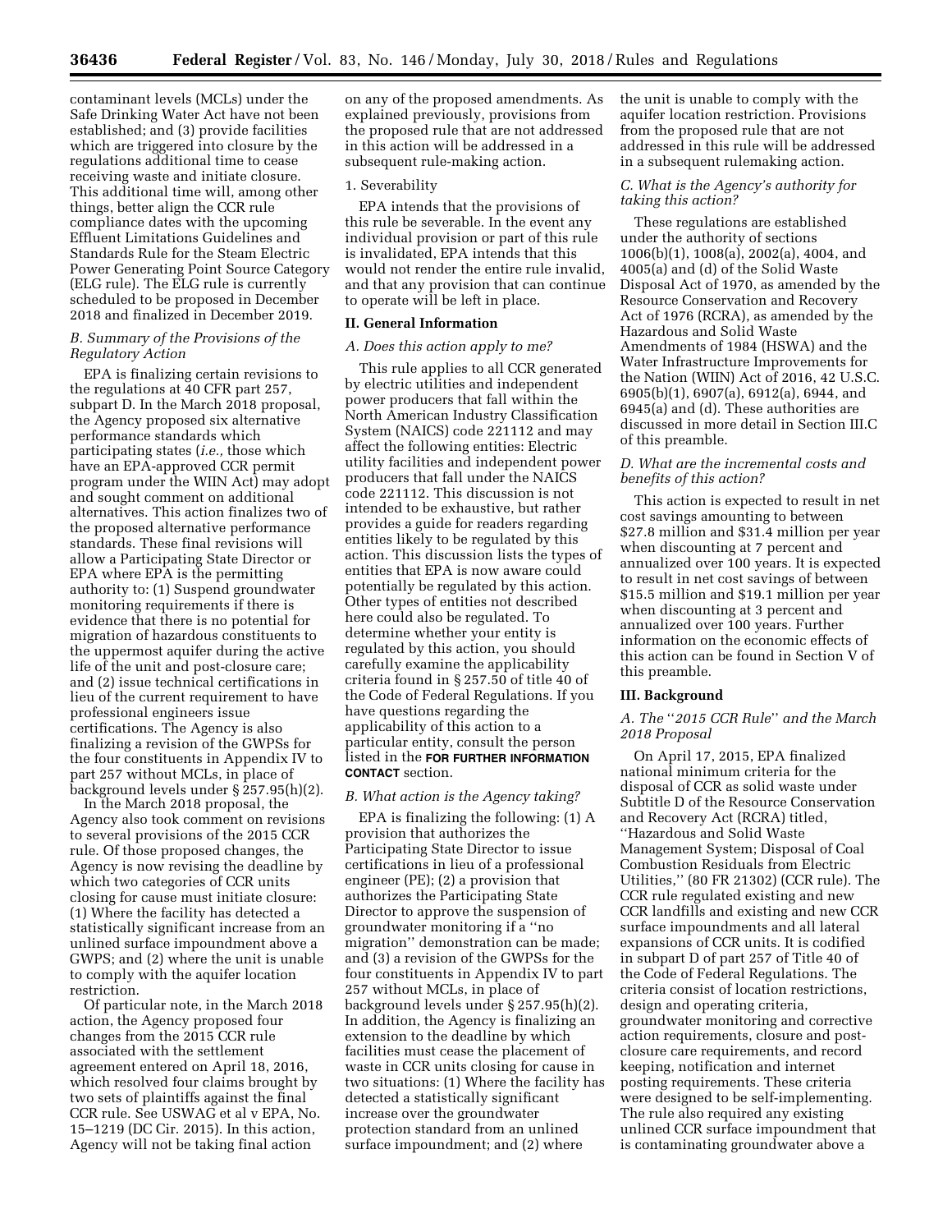contaminant levels (MCLs) under the Safe Drinking Water Act have not been established; and (3) provide facilities which are triggered into closure by the regulations additional time to cease receiving waste and initiate closure. This additional time will, among other things, better align the CCR rule compliance dates with the upcoming Effluent Limitations Guidelines and Standards Rule for the Steam Electric Power Generating Point Source Category (ELG rule). The ELG rule is currently scheduled to be proposed in December 2018 and finalized in December 2019.

### *B. Summary of the Provisions of the Regulatory Action*

EPA is finalizing certain revisions to the regulations at 40 CFR part 257, subpart D. In the March 2018 proposal, the Agency proposed six alternative performance standards which participating states (*i.e.,* those which have an EPA-approved CCR permit program under the WIIN Act) may adopt and sought comment on additional alternatives. This action finalizes two of the proposed alternative performance standards. These final revisions will allow a Participating State Director or EPA where EPA is the permitting authority to: (1) Suspend groundwater monitoring requirements if there is evidence that there is no potential for migration of hazardous constituents to the uppermost aquifer during the active life of the unit and post-closure care; and (2) issue technical certifications in lieu of the current requirement to have professional engineers issue certifications. The Agency is also finalizing a revision of the GWPSs for the four constituents in Appendix IV to part 257 without MCLs, in place of background levels under § 257.95(h)(2).

In the March 2018 proposal, the Agency also took comment on revisions to several provisions of the 2015 CCR rule. Of those proposed changes, the Agency is now revising the deadline by which two categories of CCR units closing for cause must initiate closure: (1) Where the facility has detected a statistically significant increase from an unlined surface impoundment above a GWPS; and (2) where the unit is unable to comply with the aquifer location restriction.

Of particular note, in the March 2018 action, the Agency proposed four changes from the 2015 CCR rule associated with the settlement agreement entered on April 18, 2016, which resolved four claims brought by two sets of plaintiffs against the final CCR rule. See USWAG et al v EPA, No. 15–1219 (DC Cir. 2015). In this action, Agency will not be taking final action on any of the proposed amendments. As explained previously, provisions from the proposed rule that are not addressed in this action will be addressed in a subsequent rule-making action.

#### 1. Severability

EPA intends that the provisions of this rule be severable. In the event any individual provision or part of this rule is invalidated, EPA intends that this would not render the entire rule invalid, and that any provision that can continue to operate will be left in place.

## II. General Information

### *A. Does this action apply to me?*

This rule applies to all CCR generated by electric utilities and independent power producers that fall within the North American Industry Classification System (NAICS) code 221112 and may affect the following entities: Electric utility facilities and independent power producers that fall under the NAICS code 221112. This discussion is not intended to be exhaustive, but rather provides a guide for readers regarding entities likely to be regulated by this action. This discussion lists the types of entities that EPA is now aware could potentially be regulated by this action. Other types of entities not described here could also be regulated. To determine whether your entity is regulated by this action, you should carefully examine the applicability criteria found in § 257.50 of title 40 of the Code of Federal Regulations. If you have questions regarding the applicability of this action to a particular entity, consult the person listed in the **FOR FURTHER INFORMATION CONTACT** section.

### *B. What action is the Agency taking?*

EPA is finalizing the following: (1) A provision that authorizes the Participating State Director to issue certifications in lieu of a professional engineer (PE); (2) a provision that authorizes the Participating State Director to approve the suspension of groundwater monitoring if a ''no migration'' demonstration can be made; and (3) a revision of the GWPSs for the four constituents in Appendix IV to part 257 without MCLs, in place of background levels under § 257.95(h)(2). In addition, the Agency is finalizing an extension to the deadline by which facilities must cease the placement of waste in CCR units closing for cause in two situations: (1) Where the facility has detected a statistically significant increase over the groundwater protection standard from an unlined surface impoundment; and (2) where the unit is unable to comply with the aquifer location restriction. Provisions from the proposed rule that are not addressed in this rule will be addressed in a subsequent rulemaking action.

### *C. What is the Agency's authority for taking this action?*

These regulations are established under the authority of sections 1006(b)(1), 1008(a), 2002(a), 4004, and 4005(a) and (d) of the Solid Waste Disposal Act of 1970, as amended by the Resource Conservation and Recovery Act of 1976 (RCRA), as amended by the Hazardous and Solid Waste Amendments of 1984 (HSWA) and the Water Infrastructure Improvements for the Nation (WIIN) Act of 2016, 42 U.S.C. 6905(b)(1), 6907(a), 6912(a), 6944, and 6945(a) and (d). These authorities are discussed in more detail in Section III.C of this preamble.

### *D. What are the incremental costs and benefits of this action?*

This action is expected to result in net cost savings amounting to between $27.8 million and $31.4 million per year when discounting at 7 percent and annualized over 100 years. It is expected to result in net cost savings of between $15.5 million and $19.1 million per year when discounting at 3 percent and annualized over 100 years. Further information on the economic effects of this action can be found in Section V of this preamble.

## III. Background

### *A. The ''2015 CCR Rule'' and the March 2018 Proposal*

On April 17, 2015, EPA finalized national minimum criteria for the disposal of CCR as solid waste under Subtitle D of the Resource Conservation and Recovery Act (RCRA) titled, ''Hazardous and Solid Waste Management System; Disposal of Coal Combustion Residuals from Electric Utilities,'' (80 FR 21302) (CCR rule). The CCR rule regulated existing and new CCR landfills and existing and new CCR surface impoundments and all lateral expansions of CCR units. It is codified in subpart D of part 257 of Title 40 of the Code of Federal Regulations. The criteria consist of location restrictions, design and operating criteria, groundwater monitoring and corrective action requirements, closure and post-closure care requirements, and record keeping, notification and internet posting requirements. These criteria were designed to be self-implementing. The rule also required any existing unlined CCR surface impoundment that is contaminating groundwater above a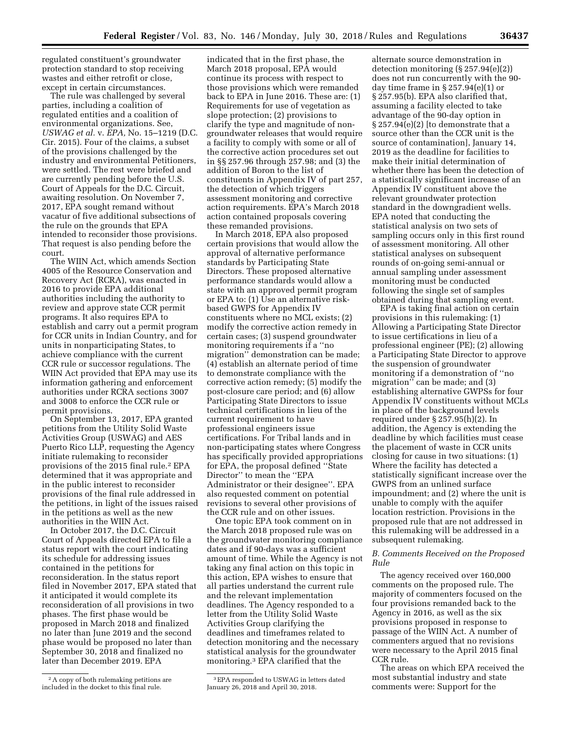regulated constituent's groundwater protection standard to stop receiving wastes and either retrofit or close, except in certain circumstances.

The rule was challenged by several parties, including a coalition of regulated entities and a coalition of environmental organizations. See, *USWAG et al.* v. *EPA,* No. 15–1219 (D.C. Cir. 2015). Four of the claims, a subset of the provisions challenged by the industry and environmental Petitioners, were settled. The rest were briefed and are currently pending before the U.S. Court of Appeals for the D.C. Circuit, awaiting resolution. On November 7, 2017, EPA sought remand without vacatur of five additional subsections of the rule on the grounds that EPA intended to reconsider those provisions. That request is also pending before the court.

The WIIN Act, which amends Section 4005 of the Resource Conservation and Recovery Act (RCRA), was enacted in 2016 to provide EPA additional authorities including the authority to review and approve state CCR permit programs. It also requires EPA to establish and carry out a permit program for CCR units in Indian Country, and for units in nonparticipating States, to achieve compliance with the current CCR rule or successor regulations. The WIIN Act provided that EPA may use its information gathering and enforcement authorities under RCRA sections 3007 and 3008 to enforce the CCR rule or permit provisions.

On September 13, 2017, EPA granted petitions from the Utility Solid Waste Activities Group (USWAG) and AES Puerto Rico LLP, requesting the Agency initiate rulemaking to reconsider provisions of the 2015 final rule.[2] EPA determined that it was appropriate and in the public interest to reconsider provisions of the final rule addressed in the petitions, in light of the issues raised in the petitions as well as the new authorities in the WIIN Act.

In October 2017, the D.C. Circuit Court of Appeals directed EPA to file a status report with the court indicating its schedule for addressing issues contained in the petitions for reconsideration. In the status report filed in November 2017, EPA stated that it anticipated it would complete its reconsideration of all provisions in two phases. The first phase would be proposed in March 2018 and finalized no later than June 2019 and the second phase would be proposed no later than September 30, 2018 and finalized no later than December 2019. EPA indicated that in the first phase, the March 2018 proposal, EPA would continue its process with respect to those provisions which were remanded back to EPA in June 2016. These are: (1) Requirements for use of vegetation as slope protection; (2) provisions to clarify the type and magnitude of non-groundwater releases that would require a facility to comply with some or all of the corrective action procedures set out in §§ 257.96 through 257.98; and (3) the addition of Boron to the list of constituents in Appendix IV of part 257, the detection of which triggers assessment monitoring and corrective action requirements. EPA's March 2018 action contained proposals covering these remanded provisions.

In March 2018, EPA also proposed certain provisions that would allow the approval of alternative performance standards by Participating State Directors. These proposed alternative performance standards would allow a state with an approved permit program or EPA to: (1) Use an alternative risk-based GWPS for Appendix IV constituents where no MCL exists; (2) modify the corrective action remedy in certain cases; (3) suspend groundwater monitoring requirements if a "no migration" demonstration can be made; (4) establish an alternate period of time to demonstrate compliance with the corrective action remedy; (5) modify the post-closure care period; and (6) allow Participating State Directors to issue technical certifications in lieu of the current requirement to have professional engineers issue certifications. For Tribal lands and in non-participating states where Congress has specifically provided appropriations for EPA, the proposal defined "State Director" to mean the "EPA Administrator or their designee". EPA also requested comment on potential revisions to several other provisions of the CCR rule and on other issues.

One topic EPA took comment on in the March 2018 proposed rule was on the groundwater monitoring compliance dates and if 90-days was a sufficient amount of time. While the Agency is not taking any final action on this topic in this action, EPA wishes to ensure that all parties understand the current rule and the relevant implementation deadlines. The Agency responded to a letter from the Utility Solid Waste Activities Group clarifying the deadlines and timeframes related to detection monitoring and the necessary statistical analysis for the groundwater monitoring.[3] EPA clarified that the alternate source demonstration in detection monitoring (§ 257.94(e)(2)) does not run concurrently with the 90-day time frame in § 257.94(e)(1) or § 257.95(b). EPA also clarified that, assuming a facility elected to take advantage of the 90-day option in § 257.94(e)(2) [to demonstrate that a source other than the CCR unit is the source of contamination], January 14, 2019 as the deadline for facilities to make their initial determination of whether there has been the detection of a statistically significant increase of an Appendix IV constituent above the relevant groundwater protection standard in the downgradient wells. EPA noted that conducting the statistical analysis on two sets of sampling occurs only in this first round of assessment monitoring. All other statistical analyses on subsequent rounds of on-going semi-annual or annual sampling under assessment monitoring must be conducted following the single set of samples obtained during that sampling event.

EPA is taking final action on certain provisions in this rulemaking: (1) Allowing a Participating State Director to issue certifications in lieu of a professional engineer (PE); (2) allowing a Participating State Director to approve the suspension of groundwater monitoring if a demonstration of "no migration" can be made; and (3) establishing alternative GWPSs for four Appendix IV constituents without MCLs in place of the background levels required under § 257.95(h)(2). In addition, the Agency is extending the deadline by which facilities must cease the placement of waste in CCR units closing for cause in two situations: (1) Where the facility has detected a statistically significant increase over the GWPS from an unlined surface impoundment; and (2) where the unit is unable to comply with the aquifer location restriction. Provisions in the proposed rule that are not addressed in this rulemaking will be addressed in a subsequent rulemaking.

### *B. Comments Received on the Proposed Rule*

The agency received over 160,000 comments on the proposed rule. The majority of commenters focused on the four provisions remanded back to the Agency in 2016, as well as the six provisions proposed in response to passage of the WIIN Act. A number of commenters argued that no revisions were necessary to the April 2015 final CCR rule.

The areas on which EPA received the most substantial industry and state comments were: Support for the

---

[2] A copy of both rulemaking petitions are included in the docket to this final rule.

[3] EPA responded to USWAG in letters dated January 26, 2018 and April 30, 2018.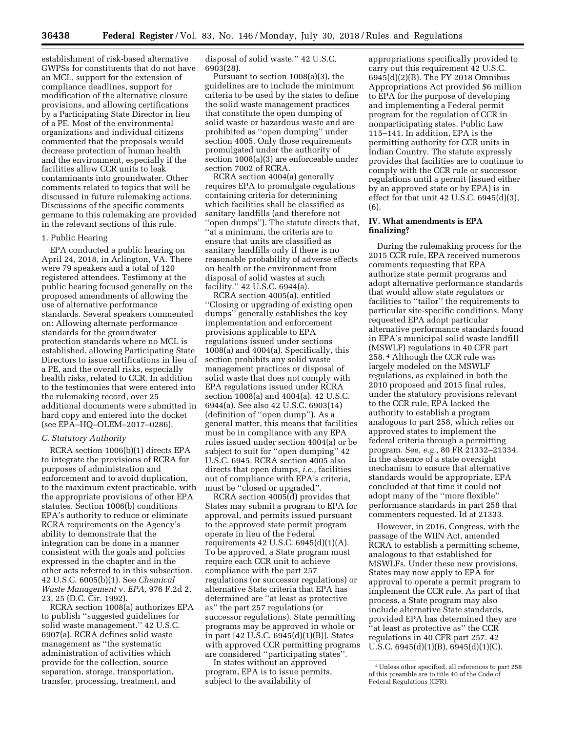establishment of risk-based alternative GWPSs for constituents that do not have an MCL, support for the extension of compliance deadlines, support for modification of the alternative closure provisions, and allowing certifications by a Participating State Director in lieu of a PE. Most of the environmental organizations and individual citizens commented that the proposals would decrease protection of human health and the environment, especially if the facilities allow CCR units to leak contaminants into groundwater. Other comments related to topics that will be discussed in future rulemaking actions. Discussions of the specific comments germane to this rulemaking are provided in the relevant sections of this rule.

1. Public Hearing

EPA conducted a public hearing on April 24, 2018, in Arlington, VA. There were 79 speakers and a total of 120 registered attendees. Testimony at the public hearing focused generally on the proposed amendments of allowing the use of alternative performance standards. Several speakers commented on: Allowing alternate performance standards for the groundwater protection standards where no MCL is established, allowing Participating State Directors to issue certifications in lieu of a PE, and the overall risks, especially health risks, related to CCR. In addition to the testimonies that were entered into the rulemaking record, over 25 additional documents were submitted in hard copy and entered into the docket (see EPA–HQ–OLEM–2017–0286).

### C. Statutory Authority

RCRA section 1006(b)(1) directs EPA to integrate the provisions of RCRA for purposes of administration and enforcement and to avoid duplication, to the maximum extent practicable, with the appropriate provisions of other EPA statutes. Section 1006(b) conditions EPA's authority to reduce or eliminate RCRA requirements on the Agency's ability to demonstrate that the integration can be done in a manner consistent with the goals and policies expressed in the chapter and in the other acts referred to in this subsection. 42 U.S.C. 6005(b)(1). See *Chemical Waste Management* v. *EPA,* 976 F.2d 2, 23, 25 (D.C. Cir. 1992).

RCRA section 1008(a) authorizes EPA to publish ''suggested guidelines for solid waste management.'' 42 U.S.C. 6907(a). RCRA defines solid waste management as ''the systematic administration of activities which provide for the collection, source separation, storage, transportation, transfer, processing, treatment, and disposal of solid waste.'' 42 U.S.C. 6903(28).

Pursuant to section 1008(a)(3), the guidelines are to include the minimum criteria to be used by the states to define the solid waste management practices that constitute the open dumping of solid waste or hazardous waste and are prohibited as ''open dumping'' under section 4005. Only those requirements promulgated under the authority of section 1008(a)(3) are enforceable under section 7002 of RCRA.

RCRA section 4004(a) generally requires EPA to promulgate regulations containing criteria for determining which facilities shall be classified as sanitary landfills (and therefore not ''open dumps''). The statute directs that, ''at a minimum, the criteria are to ensure that units are classified as sanitary landfills only if there is no reasonable probability of adverse effects on health or the environment from disposal of solid wastes at such facility.'' 42 U.S.C. 6944(a).

RCRA section 4005(a), entitled ''Closing or upgrading of existing open dumps'' generally establishes the key implementation and enforcement provisions applicable to EPA regulations issued under sections 1008(a) and 4004(a). Specifically, this section prohibits any solid waste management practices or disposal of solid waste that does not comply with EPA regulations issued under RCRA section 1008(a) and 4004(a). 42 U.S.C. 6944(a). See also 42 U.S.C. 6903(14) (definition of ''open dump''). As a general matter, this means that facilities must be in compliance with any EPA rules issued under section 4004(a) or be subject to suit for ''open dumping'' 42 U.S.C. 6945. RCRA section 4005 also directs that open dumps, *i.e.,* facilities out of compliance with EPA's criteria, must be ''closed or upgraded''.

RCRA section 4005(d) provides that States may submit a program to EPA for approval, and permits issued pursuant to the approved state permit program operate in lieu of the Federal requirements 42 U.S.C. 6945(d)(1)(A). To be approved, a State program must require each CCR unit to achieve compliance with the part 257 regulations (or successor regulations) or alternative State criteria that EPA has determined are ''at least as protective as'' the part 257 regulations (or successor regulations). State permitting programs may be approved in whole or in part [42 U.S.C. 6945(d)(1)(B)]. States with approved CCR permitting programs are considered ''participating states''.

In states without an approved program, EPA is to issue permits, subject to the availability of appropriations specifically provided to carry out this requirement 42 U.S.C. 6945(d)(2)(B). The FY 2018 Omnibus Appropriations Act provided $6 million to EPA for the purpose of developing and implementing a Federal permit program for the regulation of CCR in nonparticipating states. Public Law 115–141. In addition, EPA is the permitting authority for CCR units in Indian Country. The statute expressly provides that facilities are to continue to comply with the CCR rule or successor regulations until a permit (issued either by an approved state or by EPA) is in effect for that unit 42 U.S.C. 6945(d)(3), (6).

## IV. What amendments is EPA finalizing?

During the rulemaking process for the 2015 CCR rule, EPA received numerous comments requesting that EPA authorize state permit programs and adopt alternative performance standards that would allow state regulators or facilities to ''tailor'' the requirements to particular site-specific conditions. Many requested EPA adopt particular alternative performance standards found in EPA's municipal solid waste landfill (MSWLF) regulations in 40 CFR part 258.[4] Although the CCR rule was largely modeled on the MSWLF regulations, as explained in both the 2010 proposed and 2015 final rules, under the statutory provisions relevant to the CCR rule, EPA lacked the authority to establish a program analogous to part 258, which relies on approved states to implement the federal criteria through a permitting program. See, *e.g.,* 80 FR 21332–21334. In the absence of a state oversight mechanism to ensure that alternative standards would be appropriate, EPA concluded at that time it could not adopt many of the ''more flexible'' performance standards in part 258 that commenters requested. Id at 21333.

However, in 2016, Congress, with the passage of the WIIN Act, amended RCRA to establish a permitting scheme, analogous to that established for MSWLFs. Under these new provisions, States may now apply to EPA for approval to operate a permit program to implement the CCR rule. As part of that process, a State program may also include alternative State standards, provided EPA has determined they are ''at least as protective as'' the CCR regulations in 40 CFR part 257. 42 U.S.C. 6945(d)(1)(B), 6945(d)(1)(C).

[4] Unless other specified, all references to part 258 of this preamble are to title 40 of the Code of Federal Regulations (CFR).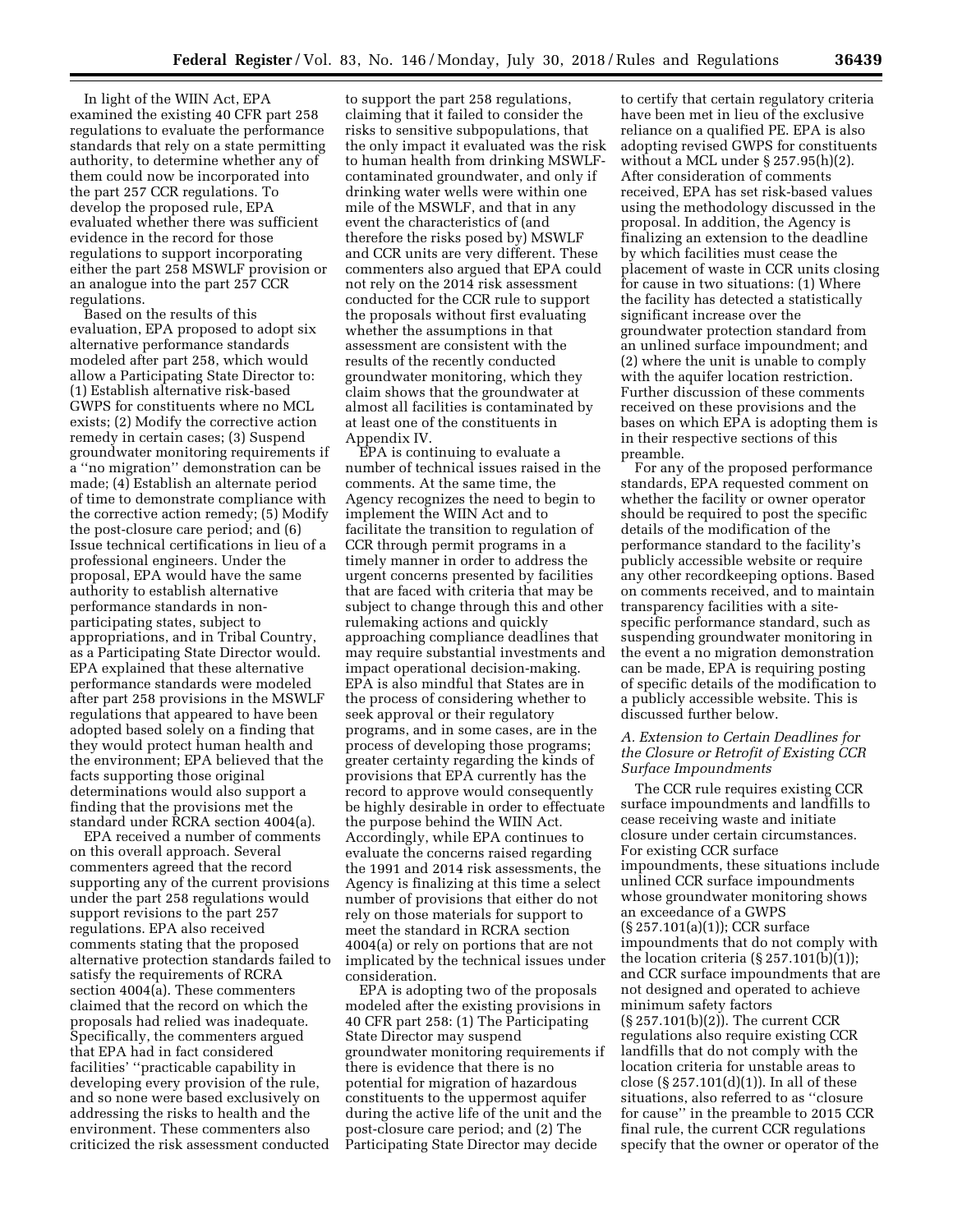In light of the WIIN Act, EPA examined the existing 40 CFR part 258 regulations to evaluate the performance standards that rely on a state permitting authority, to determine whether any of them could now be incorporated into the part 257 CCR regulations. To develop the proposed rule, EPA evaluated whether there was sufficient evidence in the record for those regulations to support incorporating either the part 258 MSWLF provision or an analogue into the part 257 CCR regulations.

Based on the results of this evaluation, EPA proposed to adopt six alternative performance standards modeled after part 258, which would allow a Participating State Director to: (1) Establish alternative risk-based GWPS for constituents where no MCL exists; (2) Modify the corrective action remedy in certain cases; (3) Suspend groundwater monitoring requirements if a ''no migration'' demonstration can be made; (4) Establish an alternate period of time to demonstrate compliance with the corrective action remedy; (5) Modify the post-closure care period; and (6) Issue technical certifications in lieu of a professional engineers. Under the proposal, EPA would have the same authority to establish alternative performance standards in non-participating states, subject to appropriations, and in Tribal Country, as a Participating State Director would. EPA explained that these alternative performance standards were modeled after part 258 provisions in the MSWLF regulations that appeared to have been adopted based solely on a finding that they would protect human health and the environment; EPA believed that the facts supporting those original determinations would also support a finding that the provisions met the standard under RCRA section 4004(a).

EPA received a number of comments on this overall approach. Several commenters agreed that the record supporting any of the current provisions under the part 258 regulations would support revisions to the part 257 regulations. EPA also received comments stating that the proposed alternative protection standards failed to satisfy the requirements of RCRA section 4004(a). These commenters claimed that the record on which the proposals had relied was inadequate. Specifically, the commenters argued that EPA had in fact considered facilities' ''practicable capability in developing every provision of the rule, and so none were based exclusively on addressing the risks to health and the environment. These commenters also criticized the risk assessment conducted to support the part 258 regulations, claiming that it failed to consider the risks to sensitive subpopulations, that the only impact it evaluated was the risk to human health from drinking MSWLF-contaminated groundwater, and only if drinking water wells were within one mile of the MSWLF, and that in any event the characteristics of (and therefore the risks posed by) MSWLF and CCR units are very different. These commenters also argued that EPA could not rely on the 2014 risk assessment conducted for the CCR rule to support the proposals without first evaluating whether the assumptions in that assessment are consistent with the results of the recently conducted groundwater monitoring, which they claim shows that the groundwater at almost all facilities is contaminated by at least one of the constituents in Appendix IV.

EPA is continuing to evaluate a number of technical issues raised in the comments. At the same time, the Agency recognizes the need to begin to implement the WIIN Act and to facilitate the transition to regulation of CCR through permit programs in a timely manner in order to address the urgent concerns presented by facilities that are faced with criteria that may be subject to change through this and other rulemaking actions and quickly approaching compliance deadlines that may require substantial investments and impact operational decision-making. EPA is also mindful that States are in the process of considering whether to seek approval or their regulatory programs, and in some cases, are in the process of developing those programs; greater certainty regarding the kinds of provisions that EPA currently has the record to approve would consequently be highly desirable in order to effectuate the purpose behind the WIIN Act. Accordingly, while EPA continues to evaluate the concerns raised regarding the 1991 and 2014 risk assessments, the Agency is finalizing at this time a select number of provisions that either do not rely on those materials for support to meet the standard in RCRA section 4004(a) or rely on portions that are not implicated by the technical issues under consideration.

EPA is adopting two of the proposals modeled after the existing provisions in 40 CFR part 258: (1) The Participating State Director may suspend groundwater monitoring requirements if there is evidence that there is no potential for migration of hazardous constituents to the uppermost aquifer during the active life of the unit and the post-closure care period; and (2) The Participating State Director may decide to certify that certain regulatory criteria have been met in lieu of the exclusive reliance on a qualified PE. EPA is also adopting revised GWPS for constituents without a MCL under § 257.95(h)(2). After consideration of comments received, EPA has set risk-based values using the methodology discussed in the proposal. In addition, the Agency is finalizing an extension to the deadline by which facilities must cease the placement of waste in CCR units closing for cause in two situations: (1) Where the facility has detected a statistically significant increase over the groundwater protection standard from an unlined surface impoundment; and (2) where the unit is unable to comply with the aquifer location restriction. Further discussion of these comments received on these provisions and the bases on which EPA is adopting them is in their respective sections of this preamble.

For any of the proposed performance standards, EPA requested comment on whether the facility or owner operator should be required to post the specific details of the modification of the performance standard to the facility's publicly accessible website or require any other recordkeeping options. Based on comments received, and to maintain transparency facilities with a site-specific performance standard, such as suspending groundwater monitoring in the event a no migration demonstration can be made, EPA is requiring posting of specific details of the modification to a publicly accessible website. This is discussed further below.

### *A. Extension to Certain Deadlines for the Closure or Retrofit of Existing CCR Surface Impoundments*

The CCR rule requires existing CCR surface impoundments and landfills to cease receiving waste and initiate closure under certain circumstances. For existing CCR surface impoundments, these situations include unlined CCR surface impoundments whose groundwater monitoring shows an exceedance of a GWPS (§ 257.101(a)(1)); CCR surface impoundments that do not comply with the location criteria (§ 257.101(b)(1)); and CCR surface impoundments that are not designed and operated to achieve minimum safety factors (§ 257.101(b)(2)). The current CCR regulations also require existing CCR landfills that do not comply with the location criteria for unstable areas to close (§ 257.101(d)(1)). In all of these situations, also referred to as ''closure for cause'' in the preamble to 2015 CCR final rule, the current CCR regulations specify that the owner or operator of the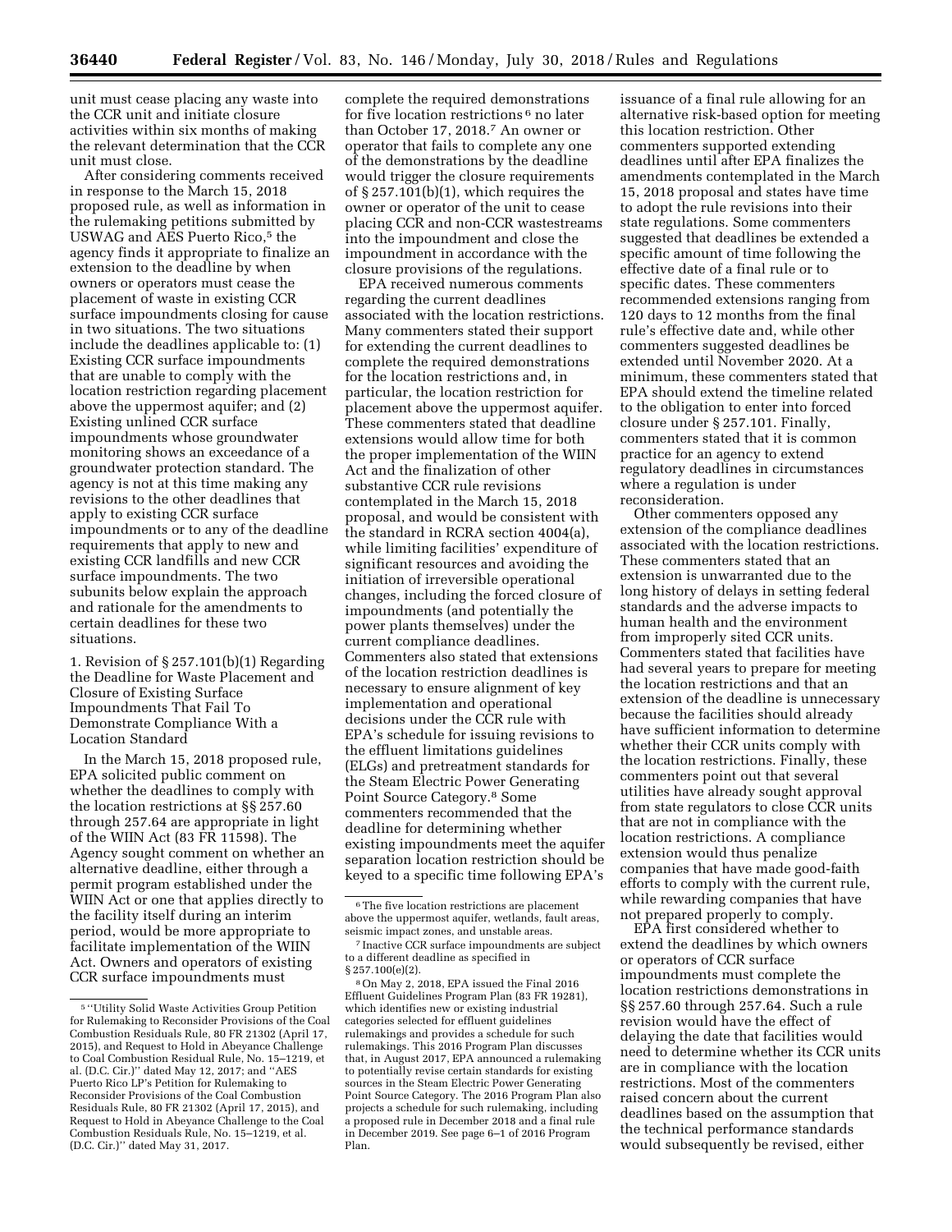unit must cease placing any waste into the CCR unit and initiate closure activities within six months of making the relevant determination that the CCR unit must close.

After considering comments received in response to the March 15, 2018 proposed rule, as well as information in the rulemaking petitions submitted by USWAG and AES Puerto Rico,[5] the agency finds it appropriate to finalize an extension to the deadline by when owners or operators must cease the placement of waste in existing CCR surface impoundments closing for cause in two situations. The two situations include the deadlines applicable to: (1) Existing CCR surface impoundments that are unable to comply with the location restriction regarding placement above the uppermost aquifer; and (2) Existing unlined CCR surface impoundments whose groundwater monitoring shows an exceedance of a groundwater protection standard. The agency is not at this time making any revisions to the other deadlines that apply to existing CCR surface impoundments or to any of the deadline requirements that apply to new and existing CCR landfills and new CCR surface impoundments. The two subunits below explain the approach and rationale for the amendments to certain deadlines for these two situations.

1. Revision of § 257.101(b)(1) Regarding the Deadline for Waste Placement and Closure of Existing Surface Impoundments That Fail To Demonstrate Compliance With a Location Standard

In the March 15, 2018 proposed rule, EPA solicited public comment on whether the deadlines to comply with the location restrictions at §§ 257.60 through 257.64 are appropriate in light of the WIIN Act (83 FR 11598). The Agency sought comment on whether an alternative deadline, either through a permit program established under the WIIN Act or one that applies directly to the facility itself during an interim period, would be more appropriate to facilitate implementation of the WIIN Act. Owners and operators of existing CCR surface impoundments must complete the required demonstrations for five location restrictions[6] no later than October 17, 2018.[7] An owner or operator that fails to complete any one of the demonstrations by the deadline would trigger the closure requirements of § 257.101(b)(1), which requires the owner or operator of the unit to cease placing CCR and non-CCR wastestreams into the impoundment and close the impoundment in accordance with the closure provisions of the regulations.

EPA received numerous comments regarding the current deadlines associated with the location restrictions. Many commenters stated their support for extending the current deadlines to complete the required demonstrations for the location restrictions and, in particular, the location restriction for placement above the uppermost aquifer. These commenters stated that deadline extensions would allow time for both the proper implementation of the WIIN Act and the finalization of other substantive CCR rule revisions contemplated in the March 15, 2018 proposal, and would be consistent with the standard in RCRA section 4004(a), while limiting facilities' expenditure of significant resources and avoiding the initiation of irreversible operational changes, including the forced closure of impoundments (and potentially the power plants themselves) under the current compliance deadlines. Commenters also stated that extensions of the location restriction deadlines is necessary to ensure alignment of key implementation and operational decisions under the CCR rule with EPA's schedule for issuing revisions to the effluent limitations guidelines (ELGs) and pretreatment standards for the Steam Electric Power Generating Point Source Category.[8] Some commenters recommended that the deadline for determining whether existing impoundments meet the aquifer separation location restriction should be keyed to a specific time following EPA's issuance of a final rule allowing for an alternative risk-based option for meeting this location restriction. Other commenters supported extending deadlines until after EPA finalizes the amendments contemplated in the March 15, 2018 proposal and states have time to adopt the rule revisions into their state regulations. Some commenters suggested that deadlines be extended a specific amount of time following the effective date of a final rule or to specific dates. These commenters recommended extensions ranging from 120 days to 12 months from the final rule's effective date and, while other commenters suggested deadlines be extended until November 2020. At a minimum, these commenters stated that EPA should extend the timeline related to the obligation to enter into forced closure under § 257.101. Finally, commenters stated that it is common practice for an agency to extend regulatory deadlines in circumstances where a regulation is under reconsideration.

Other commenters opposed any extension of the compliance deadlines associated with the location restrictions. These commenters stated that an extension is unwarranted due to the long history of delays in setting federal standards and the adverse impacts to human health and the environment from improperly sited CCR units. Commenters stated that facilities have had several years to prepare for meeting the location restrictions and that an extension of the deadline is unnecessary because the facilities should already have sufficient information to determine whether their CCR units comply with the location restrictions. Finally, these commenters point out that several utilities have already sought approval from state regulators to close CCR units that are not in compliance with the location restrictions. A compliance extension would thus penalize companies that have made good-faith efforts to comply with the current rule, while rewarding companies that have not prepared properly to comply.

EPA first considered whether to extend the deadlines by which owners or operators of CCR surface impoundments must complete the location restrictions demonstrations in §§ 257.60 through 257.64. Such a rule revision would have the effect of delaying the date that facilities would need to determine whether its CCR units are in compliance with the location restrictions. Most of the commenters raised concern about the current deadlines based on the assumption that the technical performance standards would subsequently be revised, either

---

[5] "Utility Solid Waste Activities Group Petition for Rulemaking to Reconsider Provisions of the Coal Combustion Residuals Rule, 80 FR 21302 (April 17, 2015), and Request to Hold in Abeyance Challenge to Coal Combustion Residual Rule, No. 15–1219, et al. (D.C. Cir.)" dated May 12, 2017; and "AES Puerto Rico LP's Petition for Rulemaking to Reconsider Provisions of the Coal Combustion Residuals Rule, 80 FR 21302 (April 17, 2015), and Request to Hold in Abeyance Challenge to the Coal Combustion Residuals Rule, No. 15–1219, et al. (D.C. Cir.)" dated May 31, 2017.

[6] The five location restrictions are placement above the uppermost aquifer, wetlands, fault areas, seismic impact zones, and unstable areas.

[7] Inactive CCR surface impoundments are subject to a different deadline as specified in § 257.100(e)(2).

[8] On May 2, 2018, EPA issued the Final 2016 Effluent Guidelines Program Plan (83 FR 19281), which identifies new or existing industrial categories selected for effluent guidelines rulemakings and provides a schedule for such rulemakings. This 2016 Program Plan discusses that, in August 2017, EPA announced a rulemaking to potentially revise certain standards for existing sources in the Steam Electric Power Generating Point Source Category. The 2016 Program Plan also projects a schedule for such rulemaking, including a proposed rule in December 2018 and a final rule in December 2019. See page 6–1 of 2016 Program Plan.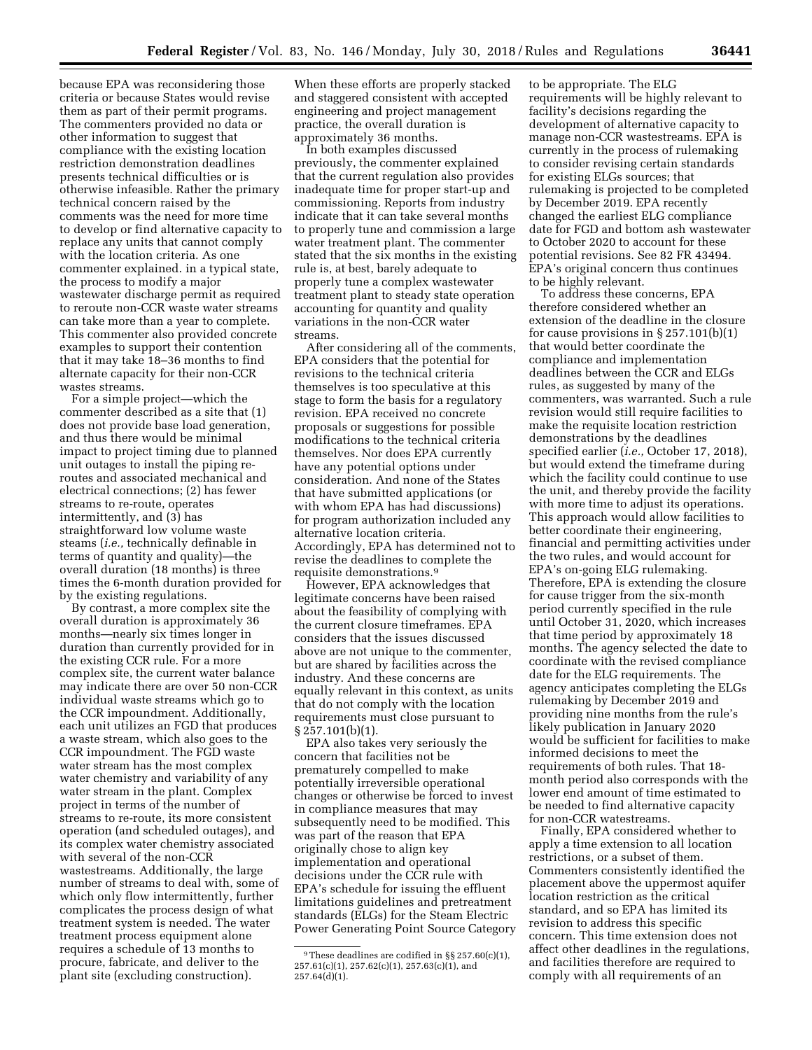because EPA was reconsidering those criteria or because States would revise them as part of their permit programs. The commenters provided no data or other information to suggest that compliance with the existing location restriction demonstration deadlines presents technical difficulties or is otherwise infeasible. Rather the primary technical concern raised by the comments was the need for more time to develop or find alternative capacity to replace any units that cannot comply with the location criteria. As one commenter explained. in a typical state, the process to modify a major wastewater discharge permit as required to reroute non-CCR waste water streams can take more than a year to complete. This commenter also provided concrete examples to support their contention that it may take 18–36 months to find alternate capacity for their non-CCR wastes streams.

For a simple project—which the commenter described as a site that (1) does not provide base load generation, and thus there would be minimal impact to project timing due to planned unit outages to install the piping re-routes and associated mechanical and electrical connections; (2) has fewer streams to re-route, operates intermittently, and (3) has straightforward low volume waste steams (*i.e.,* technically definable in terms of quantity and quality)—the overall duration (18 months) is three times the 6-month duration provided for by the existing regulations.

By contrast, a more complex site the overall duration is approximately 36 months—nearly six times longer in duration than currently provided for in the existing CCR rule. For a more complex site, the current water balance may indicate there are over 50 non-CCR individual waste streams which go to the CCR impoundment. Additionally, each unit utilizes an FGD that produces a waste stream, which also goes to the CCR impoundment. The FGD waste water stream has the most complex water chemistry and variability of any water stream in the plant. Complex project in terms of the number of streams to re-route, its more consistent operation (and scheduled outages), and its complex water chemistry associated with several of the non-CCR wastestreams. Additionally, the large number of streams to deal with, some of which only flow intermittently, further complicates the process design of what treatment system is needed. The water treatment process equipment alone requires a schedule of 13 months to procure, fabricate, and deliver to the plant site (excluding construction). When these efforts are properly stacked and staggered consistent with accepted engineering and project management practice, the overall duration is approximately 36 months.

In both examples discussed previously, the commenter explained that the current regulation also provides inadequate time for proper start-up and commissioning. Reports from industry indicate that it can take several months to properly tune and commission a large water treatment plant. The commenter stated that the six months in the existing rule is, at best, barely adequate to properly tune a complex wastewater treatment plant to steady state operation accounting for quantity and quality variations in the non-CCR water streams.

After considering all of the comments, EPA considers that the potential for revisions to the technical criteria themselves is too speculative at this stage to form the basis for a regulatory revision. EPA received no concrete proposals or suggestions for possible modifications to the technical criteria themselves. Nor does EPA currently have any potential options under consideration. And none of the States that have submitted applications (or with whom EPA has had discussions) for program authorization included any alternative location criteria. Accordingly, EPA has determined not to revise the deadlines to complete the requisite demonstrations.[9]

However, EPA acknowledges that legitimate concerns have been raised about the feasibility of complying with the current closure timeframes. EPA considers that the issues discussed above are not unique to the commenter, but are shared by facilities across the industry. And these concerns are equally relevant in this context, as units that do not comply with the location requirements must close pursuant to § 257.101(b)(1).

EPA also takes very seriously the concern that facilities not be prematurely compelled to make potentially irreversible operational changes or otherwise be forced to invest in compliance measures that may subsequently need to be modified. This was part of the reason that EPA originally chose to align key implementation and operational decisions under the CCR rule with EPA's schedule for issuing the effluent limitations guidelines and pretreatment standards (ELGs) for the Steam Electric Power Generating Point Source Category to be appropriate. The ELG requirements will be highly relevant to facility's decisions regarding the development of alternative capacity to manage non-CCR wastestreams. EPA is currently in the process of rulemaking to consider revising certain standards for existing ELGs sources; that rulemaking is projected to be completed by December 2019. EPA recently changed the earliest ELG compliance date for FGD and bottom ash wastewater to October 2020 to account for these potential revisions. See 82 FR 43494. EPA's original concern thus continues to be highly relevant.

To address these concerns, EPA therefore considered whether an extension of the deadline in the closure for cause provisions in § 257.101(b)(1) that would better coordinate the compliance and implementation deadlines between the CCR and ELGs rules, as suggested by many of the commenters, was warranted. Such a rule revision would still require facilities to make the requisite location restriction demonstrations by the deadlines specified earlier (*i.e.,* October 17, 2018), but would extend the timeframe during which the facility could continue to use the unit, and thereby provide the facility with more time to adjust its operations. This approach would allow facilities to better coordinate their engineering, financial and permitting activities under the two rules, and would account for EPA's on-going ELG rulemaking. Therefore, EPA is extending the closure for cause trigger from the six-month period currently specified in the rule until October 31, 2020, which increases that time period by approximately 18 months. The agency selected the date to coordinate with the revised compliance date for the ELG requirements. The agency anticipates completing the ELGs rulemaking by December 2019 and providing nine months from the rule's likely publication in January 2020 would be sufficient for facilities to make informed decisions to meet the requirements of both rules. That 18-month period also corresponds with the lower end amount of time estimated to be needed to find alternative capacity for non-CCR watestreams.

Finally, EPA considered whether to apply a time extension to all location restrictions, or a subset of them. Commenters consistently identified the placement above the uppermost aquifer location restriction as the critical standard, and so EPA has limited its revision to address this specific concern. This time extension does not affect other deadlines in the regulations, and facilities therefore are required to comply with all requirements of an

---

[9] These deadlines are codified in §§ 257.60(c)(1), 257.61(c)(1), 257.62(c)(1), 257.63(c)(1), and 257.64(d)(1).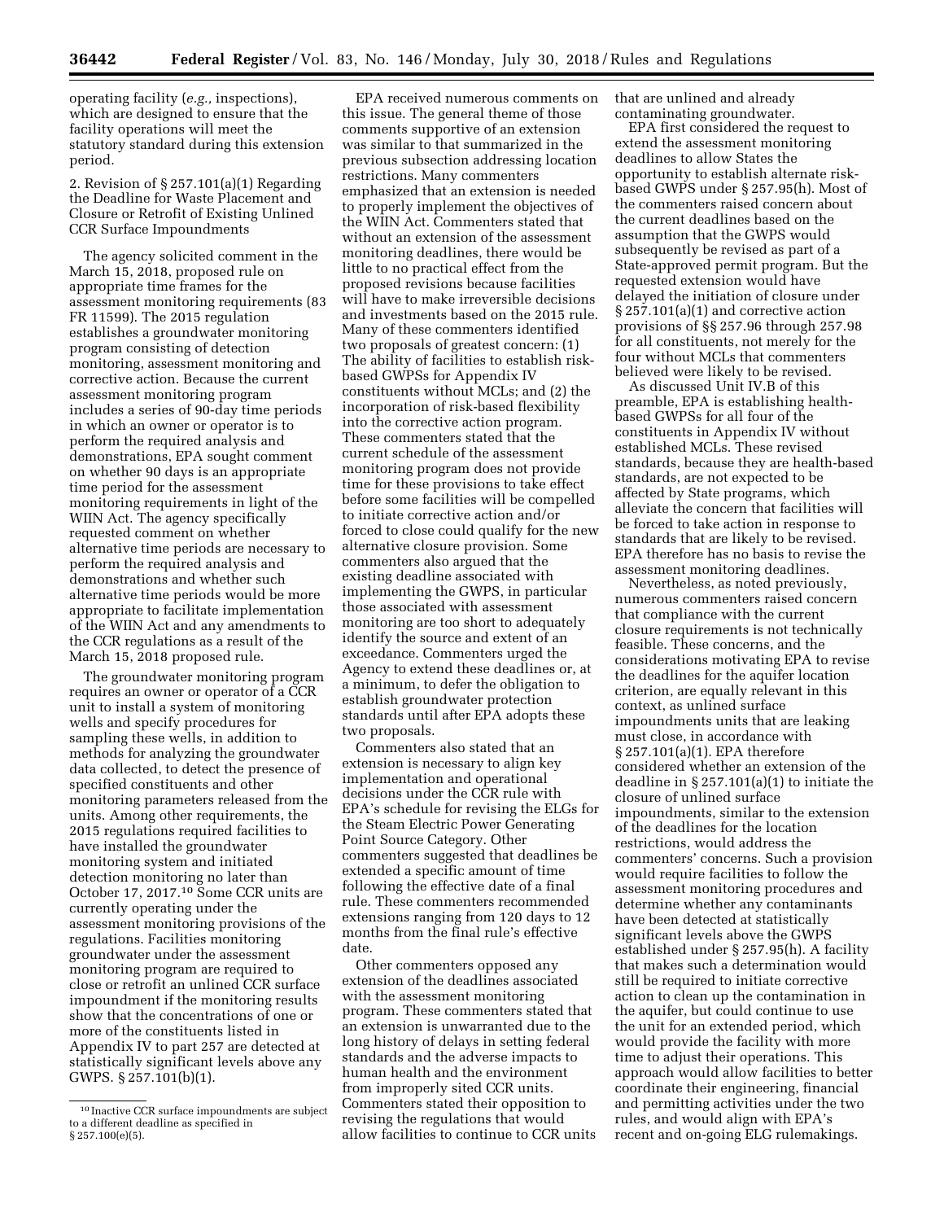operating facility (*e.g.,* inspections), which are designed to ensure that the facility operations will meet the statutory standard during this extension period.

2. Revision of § 257.101(a)(1) Regarding the Deadline for Waste Placement and Closure or Retrofit of Existing Unlined CCR Surface Impoundments

The agency solicited comment in the March 15, 2018, proposed rule on appropriate time frames for the assessment monitoring requirements (83 FR 11599). The 2015 regulation establishes a groundwater monitoring program consisting of detection monitoring, assessment monitoring and corrective action. Because the current assessment monitoring program includes a series of 90-day time periods in which an owner or operator is to perform the required analysis and demonstrations, EPA sought comment on whether 90 days is an appropriate time period for the assessment monitoring requirements in light of the WIIN Act. The agency specifically requested comment on whether alternative time periods are necessary to perform the required analysis and demonstrations and whether such alternative time periods would be more appropriate to facilitate implementation of the WIIN Act and any amendments to the CCR regulations as a result of the March 15, 2018 proposed rule.

The groundwater monitoring program requires an owner or operator of a CCR unit to install a system of monitoring wells and specify procedures for sampling these wells, in addition to methods for analyzing the groundwater data collected, to detect the presence of specified constituents and other monitoring parameters released from the units. Among other requirements, the 2015 regulations required facilities to have installed the groundwater monitoring system and initiated detection monitoring no later than October 17, 2017.[10] Some CCR units are currently operating under the assessment monitoring provisions of the regulations. Facilities monitoring groundwater under the assessment monitoring program are required to close or retrofit an unlined CCR surface impoundment if the monitoring results show that the concentrations of one or more of the constituents listed in Appendix IV to part 257 are detected at statistically significant levels above any GWPS. § 257.101(b)(1).

EPA received numerous comments on this issue. The general theme of those comments supportive of an extension was similar to that summarized in the previous subsection addressing location restrictions. Many commenters emphasized that an extension is needed to properly implement the objectives of the WIIN Act. Commenters stated that without an extension of the assessment monitoring deadlines, there would be little to no practical effect from the proposed revisions because facilities will have to make irreversible decisions and investments based on the 2015 rule. Many of these commenters identified two proposals of greatest concern: (1) The ability of facilities to establish risk-based GWPSs for Appendix IV constituents without MCLs; and (2) the incorporation of risk-based flexibility into the corrective action program. These commenters stated that the current schedule of the assessment monitoring program does not provide time for these provisions to take effect before some facilities will be compelled to initiate corrective action and/or forced to close could qualify for the new alternative closure provision. Some commenters also argued that the existing deadline associated with implementing the GWPS, in particular those associated with assessment monitoring are too short to adequately identify the source and extent of an exceedance. Commenters urged the Agency to extend these deadlines or, at a minimum, to defer the obligation to establish groundwater protection standards until after EPA adopts these two proposals.

Commenters also stated that an extension is necessary to align key implementation and operational decisions under the CCR rule with EPA's schedule for revising the ELGs for the Steam Electric Power Generating Point Source Category. Other commenters suggested that deadlines be extended a specific amount of time following the effective date of a final rule. These commenters recommended extensions ranging from 120 days to 12 months from the final rule's effective date.

Other commenters opposed any extension of the deadlines associated with the assessment monitoring program. These commenters stated that an extension is unwarranted due to the long history of delays in setting federal standards and the adverse impacts to human health and the environment from improperly sited CCR units. Commenters stated their opposition to revising the regulations that would allow facilities to continue to CCR units that are unlined and already contaminating groundwater.

EPA first considered the request to extend the assessment monitoring deadlines to allow States the opportunity to establish alternate risk-based GWPS under § 257.95(h). Most of the commenters raised concern about the current deadlines based on the assumption that the GWPS would subsequently be revised as part of a State-approved permit program. But the requested extension would have delayed the initiation of closure under § 257.101(a)(1) and corrective action provisions of §§ 257.96 through 257.98 for all constituents, not merely for the four without MCLs that commenters believed were likely to be revised.

As discussed Unit IV.B of this preamble, EPA is establishing health-based GWPSs for all four of the constituents in Appendix IV without established MCLs. These revised standards, because they are health-based standards, are not expected to be affected by State programs, which alleviate the concern that facilities will be forced to take action in response to standards that are likely to be revised. EPA therefore has no basis to revise the assessment monitoring deadlines.

Nevertheless, as noted previously, numerous commenters raised concern that compliance with the current closure requirements is not technically feasible. These concerns, and the considerations motivating EPA to revise the deadlines for the aquifer location criterion, are equally relevant in this context, as unlined surface impoundments units that are leaking must close, in accordance with § 257.101(a)(1). EPA therefore considered whether an extension of the deadline in § 257.101(a)(1) to initiate the closure of unlined surface impoundments, similar to the extension of the deadlines for the location restrictions, would address the commenters' concerns. Such a provision would require facilities to follow the assessment monitoring procedures and determine whether any contaminants have been detected at statistically significant levels above the GWPS established under § 257.95(h). A facility that makes such a determination would still be required to initiate corrective action to clean up the contamination in the aquifer, but could continue to use the unit for an extended period, which would provide the facility with more time to adjust their operations. This approach would allow facilities to better coordinate their engineering, financial and permitting activities under the two rules, and would align with EPA's recent and on-going ELG rulemakings.

---

[10] Inactive CCR surface impoundments are subject to a different deadline as specified in § 257.100(e)(5).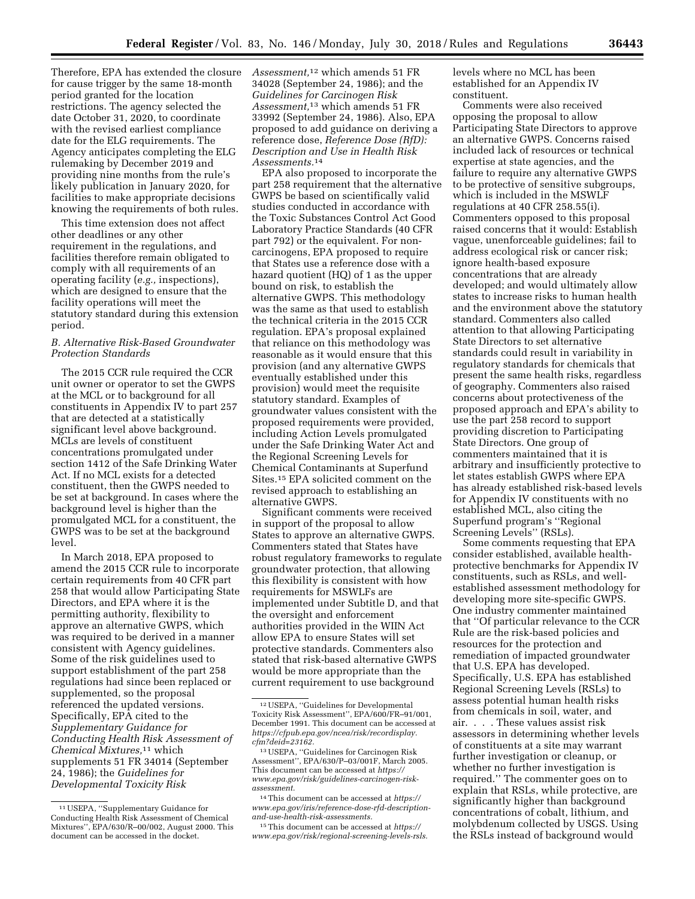Therefore, EPA has extended the closure for cause trigger by the same 18-month period granted for the location restrictions. The agency selected the date October 31, 2020, to coordinate with the revised earliest compliance date for the ELG requirements. The Agency anticipates completing the ELG rulemaking by December 2019 and providing nine months from the rule's likely publication in January 2020, for facilities to make appropriate decisions knowing the requirements of both rules.

This time extension does not affect other deadlines or any other requirement in the regulations, and facilities therefore remain obligated to comply with all requirements of an operating facility (*e.g.,* inspections), which are designed to ensure that the facility operations will meet the statutory standard during this extension period.

### *B. Alternative Risk-Based Groundwater Protection Standards*

The 2015 CCR rule required the CCR unit owner or operator to set the GWPS at the MCL or to background for all constituents in Appendix IV to part 257 that are detected at a statistically significant level above background. MCLs are levels of constituent concentrations promulgated under section 1412 of the Safe Drinking Water Act. If no MCL exists for a detected constituent, then the GWPS needed to be set at background. In cases where the background level is higher than the promulgated MCL for a constituent, the GWPS was to be set at the background level.

In March 2018, EPA proposed to amend the 2015 CCR rule to incorporate certain requirements from 40 CFR part 258 that would allow Participating State Directors, and EPA where it is the permitting authority, flexibility to approve an alternative GWPS, which was required to be derived in a manner consistent with Agency guidelines. Some of the risk guidelines used to support establishment of the part 258 regulations had since been replaced or supplemented, so the proposal referenced the updated versions. Specifically, EPA cited to the *Supplementary Guidance for Conducting Health Risk Assessment of Chemical Mixtures,*[11] which supplements 51 FR 34014 (September 24, 1986); the *Guidelines for Developmental Toxicity Risk Assessment,*[12] which amends 51 FR 34028 (September 24, 1986); and the *Guidelines for Carcinogen Risk Assessment,*[13] which amends 51 FR 33992 (September 24, 1986). Also, EPA proposed to add guidance on deriving a reference dose, *Reference Dose (RfD): Description and Use in Health Risk Assessments.*[14]

EPA also proposed to incorporate the part 258 requirement that the alternative GWPS be based on scientifically valid studies conducted in accordance with the Toxic Substances Control Act Good Laboratory Practice Standards (40 CFR part 792) or the equivalent. For non-carcinogens, EPA proposed to require that States use a reference dose with a hazard quotient (HQ) of 1 as the upper bound on risk, to establish the alternative GWPS. This methodology was the same as that used to establish the technical criteria in the 2015 CCR regulation. EPA's proposal explained that reliance on this methodology was reasonable as it would ensure that this provision (and any alternative GWPS eventually established under this provision) would meet the requisite statutory standard. Examples of groundwater values consistent with the proposed requirements were provided, including Action Levels promulgated under the Safe Drinking Water Act and the Regional Screening Levels for Chemical Contaminants at Superfund Sites.[15] EPA solicited comment on the revised approach to establishing an alternative GWPS.

Significant comments were received in support of the proposal to allow States to approve an alternative GWPS. Commenters stated that States have robust regulatory frameworks to regulate groundwater protection, that allowing this flexibility is consistent with how requirements for MSWLFs are implemented under Subtitle D, and that the oversight and enforcement authorities provided in the WIIN Act allow EPA to ensure States will set protective standards. Commenters also stated that risk-based alternative GWPS would be more appropriate than the current requirement to use background levels where no MCL has been established for an Appendix IV constituent.

Comments were also received opposing the proposal to allow Participating State Directors to approve an alternative GWPS. Concerns raised included lack of resources or technical expertise at state agencies, and the failure to require any alternative GWPS to be protective of sensitive subgroups, which is included in the MSWLF regulations at 40 CFR 258.55(i). Commenters opposed to this proposal raised concerns that it would: Establish vague, unenforceable guidelines; fail to address ecological risk or cancer risk; ignore health-based exposure concentrations that are already developed; and would ultimately allow states to increase risks to human health and the environment above the statutory standard. Commenters also called attention to that allowing Participating State Directors to set alternative standards could result in variability in regulatory standards for chemicals that present the same health risks, regardless of geography. Commenters also raised concerns about protectiveness of the proposed approach and EPA's ability to use the part 258 record to support providing discretion to Participating State Directors. One group of commenters maintained that it is arbitrary and insufficiently protective to let states establish GWPS where EPA has already established risk-based levels for Appendix IV constituents with no established MCL, also citing the Superfund program's ''Regional Screening Levels'' (RSLs).

Some comments requesting that EPA consider established, available health-protective benchmarks for Appendix IV constituents, such as RSLs, and well-established assessment methodology for developing more site-specific GWPS. One industry commenter maintained that ''Of particular relevance to the CCR Rule are the risk-based policies and resources for the protection and remediation of impacted groundwater that U.S. EPA has developed. Specifically, U.S. EPA has established Regional Screening Levels (RSLs) to assess potential human health risks from chemicals in soil, water, and air. . . . These values assist risk assessors in determining whether levels of constituents at a site may warrant further investigation or cleanup, or whether no further investigation is required.'' The commenter goes on to explain that RSLs, while protective, are significantly higher than background concentrations of cobalt, lithium, and molybdenum collected by USGS. Using the RSLs instead of background would

---

[11] USEPA, ''Supplementary Guidance for Conducting Health Risk Assessment of Chemical Mixtures'', EPA/630/R–00/002, August 2000. This document can be accessed in the docket.

[12] USEPA, ''Guidelines for Developmental Toxicity Risk Assessment'', EPA/600/FR–91/001, December 1991. This document can be accessed at *https://cfpub.epa.gov/ncea/risk/recordisplay.cfm?deid=23162.*

[13] USEPA, ''Guidelines for Carcinogen Risk Assessment'', EPA/630/P–03/001F, March 2005. This document can be accessed at *https://www.epa.gov/risk/guidelines-carcinogen-risk-assessment.*

[14] This document can be accessed at *https://www.epa.gov/iris/reference-dose-rfd-description-and-use-health-risk-assessments.*

[15] This document can be accessed at *https://www.epa.gov/risk/regional-screening-levels-rsls.*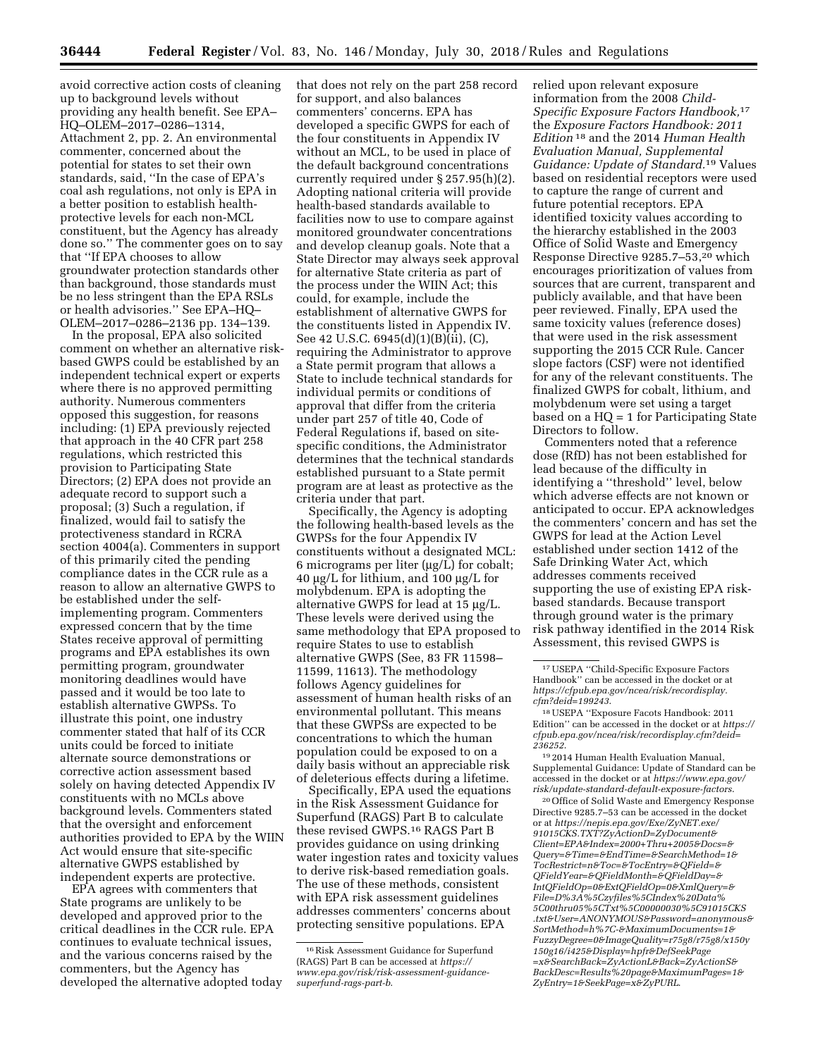avoid corrective action costs of cleaning up to background levels without providing any health benefit. See EPA–HQ–OLEM–2017–0286–1314, Attachment 2, pp. 2. An environmental commenter, concerned about the potential for states to set their own standards, said, ''In the case of EPA's coal ash regulations, not only is EPA in a better position to establish health-protective levels for each non-MCL constituent, but the Agency has already done so.'' The commenter goes on to say that ''If EPA chooses to allow groundwater protection standards other than background, those standards must be no less stringent than the EPA RSLs or health advisories.'' See EPA–HQ–OLEM–2017–0286–2136 pp. 134–139.

In the proposal, EPA also solicited comment on whether an alternative risk-based GWPS could be established by an independent technical expert or experts where there is no approved permitting authority. Numerous commenters opposed this suggestion, for reasons including: (1) EPA previously rejected that approach in the 40 CFR part 258 regulations, which restricted this provision to Participating State Directors; (2) EPA does not provide an adequate record to support such a proposal; (3) Such a regulation, if finalized, would fail to satisfy the protectiveness standard in RCRA section 4004(a). Commenters in support of this primarily cited the pending compliance dates in the CCR rule as a reason to allow an alternative GWPS to be established under the self-implementing program. Commenters expressed concern that by the time States receive approval of permitting programs and EPA establishes its own permitting program, groundwater monitoring deadlines would have passed and it would be too late to establish alternative GWPSs. To illustrate this point, one industry commenter stated that half of its CCR units could be forced to initiate alternate source demonstrations or corrective action assessment based solely on having detected Appendix IV constituents with no MCLs above background levels. Commenters stated that the oversight and enforcement authorities provided to EPA by the WIIN Act would ensure that site-specific alternative GWPS established by independent experts are protective.

EPA agrees with commenters that State programs are unlikely to be developed and approved prior to the critical deadlines in the CCR rule. EPA continues to evaluate technical issues, and the various concerns raised by the commenters, but the Agency has developed the alternative adopted today that does not rely on the part 258 record for support, and also balances commenters' concerns. EPA has developed a specific GWPS for each of the four constituents in Appendix IV without an MCL, to be used in place of the default background concentrations currently required under § 257.95(h)(2). Adopting national criteria will provide health-based standards available to facilities now to use to compare against monitored groundwater concentrations and develop cleanup goals. Note that a State Director may always seek approval for alternative State criteria as part of the process under the WIIN Act; this could, for example, include the establishment of alternative GWPS for the constituents listed in Appendix IV. See 42 U.S.C. 6945(d)(1)(B)(ii), (C), requiring the Administrator to approve a State permit program that allows a State to include technical standards for individual permits or conditions of approval that differ from the criteria under part 257 of title 40, Code of Federal Regulations if, based on site-specific conditions, the Administrator determines that the technical standards established pursuant to a State permit program are at least as protective as the criteria under that part.

Specifically, the Agency is adopting the following health-based levels as the GWPSs for the four Appendix IV constituents without a designated MCL: 6 micrograms per liter (μg/L) for cobalt; 40 μg/L for lithium, and 100 μg/L for molybdenum. EPA is adopting the alternative GWPS for lead at 15 μg/L. These levels were derived using the same methodology that EPA proposed to require States to use to establish alternative GWPS (See, 83 FR 11598–11599, 11613). The methodology follows Agency guidelines for assessment of human health risks of an environmental pollutant. This means that these GWPSs are expected to be concentrations to which the human population could be exposed to on a daily basis without an appreciable risk of deleterious effects during a lifetime.

Specifically, EPA used the equations in the Risk Assessment Guidance for Superfund (RAGS) Part B to calculate these revised GWPS.[16] RAGS Part B provides guidance on using drinking water ingestion rates and toxicity values to derive risk-based remediation goals. The use of these methods, consistent with EPA risk assessment guidelines addresses commenters' concerns about protecting sensitive populations. EPA relied upon relevant exposure information from the 2008 *Child-Specific Exposure Factors Handbook,*[17] the *Exposure Factors Handbook: 2011 Edition*[18] and the 2014 *Human Health Evaluation Manual, Supplemental Guidance: Update of Standard.*[19] Values based on residential receptors were used to capture the range of current and future potential receptors. EPA identified toxicity values according to the hierarchy established in the 2003 Office of Solid Waste and Emergency Response Directive 9285.7–53,[20] which encourages prioritization of values from sources that are current, transparent and publicly available, and that have been peer reviewed. Finally, EPA used the same toxicity values (reference doses) that were used in the risk assessment supporting the 2015 CCR Rule. Cancer slope factors (CSF) were not identified for any of the relevant constituents. The finalized GWPS for cobalt, lithium, and molybdenum were set using a target based on a HQ = 1 for Participating State Directors to follow.

Commenters noted that a reference dose (RfD) has not been established for lead because of the difficulty in identifying a ''threshold'' level, below which adverse effects are not known or anticipated to occur. EPA acknowledges the commenters' concern and has set the GWPS for lead at the Action Level established under section 1412 of the Safe Drinking Water Act, which addresses comments received supporting the use of existing EPA risk-based standards. Because transport through ground water is the primary risk pathway identified in the 2014 Risk Assessment, this revised GWPS is

---

[16] Risk Assessment Guidance for Superfund (RAGS) Part B can be accessed at *https://www.epa.gov/risk/risk-assessment-guidance-superfund-rags-part-b.*

[17] USEPA ''Child-Specific Exposure Factors Handbook'' can be accessed in the docket or at *https://cfpub.epa.gov/ncea/risk/recordisplay.cfm?deid=199243.*

[18] USEPA ''Exposure Facots Handbook: 2011 Edition'' can be accessed in the docket or at *https://cfpub.epa.gov/ncea/risk/recordisplay.cfm?deid=236252.*

[19] 2014 Human Health Evaluation Manual, Supplemental Guidance: Update of Standard can be accessed in the docket or at *https://www.epa.gov/risk/update-standard-default-exposure-factors.*

[20] Office of Solid Waste and Emergency Response Directive 9285.7–53 can be accessed in the docket or at *https://nepis.epa.gov/Exe/ZyNET.exe/91015CKS.TXT?ZyActionD=ZyDocument&Client=EPA&Index=2000+Thru+2005&Docs=&Query=&Time=&EndTime=&SearchMethod=1&TocRestrict=n&Toc=&TocEntry=&QField=&QFieldYear=&QFieldMonth=&QFieldDay=&IntQFieldOp=0&ExtQFieldOp=0&XmlQuery=&File=D%3A%5Czyfiles%5CIndex%20Data%5C00thru05%5CTxt%5C00000030%5C91015CKS.txt&User=ANONYMOUS&Password=anonymous&SortMethod=h%7C-&MaximumDocuments=1&FuzzyDegree=0&ImageQuality=r75g8/r75g8/x150y150g16/i425&Display=hpfr&DefSeekPage=x&SearchBack=ZyActionL&Back=ZyActionS&BackDesc=Results%20page&MaximumPages=1&ZyEntry=1&SeekPage=x&ZyPURL.*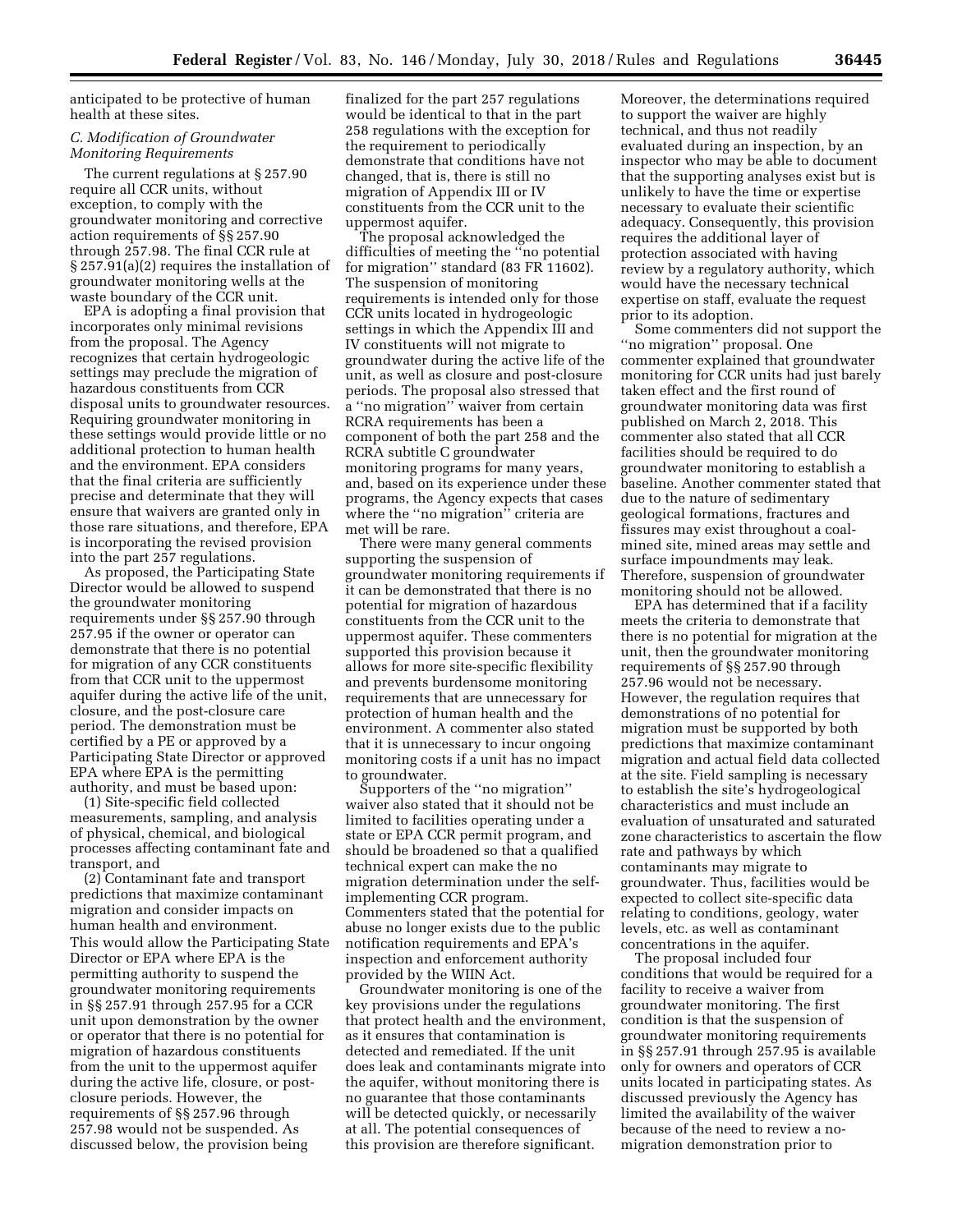anticipated to be protective of human health at these sites.

### C. Modification of Groundwater Monitoring Requirements

The current regulations at § 257.90 require all CCR units, without exception, to comply with the groundwater monitoring and corrective action requirements of §§ 257.90 through 257.98. The final CCR rule at § 257.91(a)(2) requires the installation of groundwater monitoring wells at the waste boundary of the CCR unit.

EPA is adopting a final provision that incorporates only minimal revisions from the proposal. The Agency recognizes that certain hydrogeologic settings may preclude the migration of hazardous constituents from CCR disposal units to groundwater resources. Requiring groundwater monitoring in these settings would provide little or no additional protection to human health and the environment. EPA considers that the final criteria are sufficiently precise and determinate that they will ensure that waivers are granted only in those rare situations, and therefore, EPA is incorporating the revised provision into the part 257 regulations.

As proposed, the Participating State Director would be allowed to suspend the groundwater monitoring requirements under §§ 257.90 through 257.95 if the owner or operator can demonstrate that there is no potential for migration of any CCR constituents from that CCR unit to the uppermost aquifer during the active life of the unit, closure, and the post-closure care period. The demonstration must be certified by a PE or approved by a Participating State Director or approved EPA where EPA is the permitting authority, and must be based upon:

(1) Site-specific field collected measurements, sampling, and analysis of physical, chemical, and biological processes affecting contaminant fate and transport, and

(2) Contaminant fate and transport predictions that maximize contaminant migration and consider impacts on human health and environment.

This would allow the Participating State Director or EPA where EPA is the permitting authority to suspend the groundwater monitoring requirements in §§ 257.91 through 257.95 for a CCR unit upon demonstration by the owner or operator that there is no potential for migration of hazardous constituents from the unit to the uppermost aquifer during the active life, closure, or post-closure periods. However, the requirements of §§ 257.96 through 257.98 would not be suspended. As discussed below, the provision being finalized for the part 257 regulations would be identical to that in the part 258 regulations with the exception for the requirement to periodically demonstrate that conditions have not changed, that is, there is still no migration of Appendix III or IV constituents from the CCR unit to the uppermost aquifer.

The proposal acknowledged the difficulties of meeting the ''no potential for migration'' standard (83 FR 11602). The suspension of monitoring requirements is intended only for those CCR units located in hydrogeologic settings in which the Appendix III and IV constituents will not migrate to groundwater during the active life of the unit, as well as closure and post-closure periods. The proposal also stressed that a ''no migration'' waiver from certain RCRA requirements has been a component of both the part 258 and the RCRA subtitle C groundwater monitoring programs for many years, and, based on its experience under these programs, the Agency expects that cases where the ''no migration'' criteria are met will be rare.

There were many general comments supporting the suspension of groundwater monitoring requirements if it can be demonstrated that there is no potential for migration of hazardous constituents from the CCR unit to the uppermost aquifer. These commenters supported this provision because it allows for more site-specific flexibility and prevents burdensome monitoring requirements that are unnecessary for protection of human health and the environment. A commenter also stated that it is unnecessary to incur ongoing monitoring costs if a unit has no impact to groundwater.

Supporters of the ''no migration'' waiver also stated that it should not be limited to facilities operating under a state or EPA CCR permit program, and should be broadened so that a qualified technical expert can make the no migration determination under the self-implementing CCR program. Commenters stated that the potential for abuse no longer exists due to the public notification requirements and EPA's inspection and enforcement authority provided by the WIIN Act.

Groundwater monitoring is one of the key provisions under the regulations that protect health and the environment, as it ensures that contamination is detected and remediated. If the unit does leak and contaminants migrate into the aquifer, without monitoring there is no guarantee that those contaminants will be detected quickly, or necessarily at all. The potential consequences of this provision are therefore significant. Moreover, the determinations required to support the waiver are highly technical, and thus not readily evaluated during an inspection, by an inspector who may be able to document that the supporting analyses exist but is unlikely to have the time or expertise necessary to evaluate their scientific adequacy. Consequently, this provision requires the additional layer of protection associated with having review by a regulatory authority, which would have the necessary technical expertise on staff, evaluate the request prior to its adoption.

Some commenters did not support the ''no migration'' proposal. One commenter explained that groundwater monitoring for CCR units had just barely taken effect and the first round of groundwater monitoring data was first published on March 2, 2018. This commenter also stated that all CCR facilities should be required to do groundwater monitoring to establish a baseline. Another commenter stated that due to the nature of sedimentary geological formations, fractures and fissures may exist throughout a coal-mined site, mined areas may settle and surface impoundments may leak. Therefore, suspension of groundwater monitoring should not be allowed.

EPA has determined that if a facility meets the criteria to demonstrate that there is no potential for migration at the unit, then the groundwater monitoring requirements of §§ 257.90 through 257.96 would not be necessary. However, the regulation requires that demonstrations of no potential for migration must be supported by both predictions that maximize contaminant migration and actual field data collected at the site. Field sampling is necessary to establish the site's hydrogeological characteristics and must include an evaluation of unsaturated and saturated zone characteristics to ascertain the flow rate and pathways by which contaminants may migrate to groundwater. Thus, facilities would be expected to collect site-specific data relating to conditions, geology, water levels, etc. as well as contaminant concentrations in the aquifer.

The proposal included four conditions that would be required for a facility to receive a waiver from groundwater monitoring. The first condition is that the suspension of groundwater monitoring requirements in §§ 257.91 through 257.95 is available only for owners and operators of CCR units located in participating states. As discussed previously the Agency has limited the availability of the waiver because of the need to review a no-migration demonstration prior to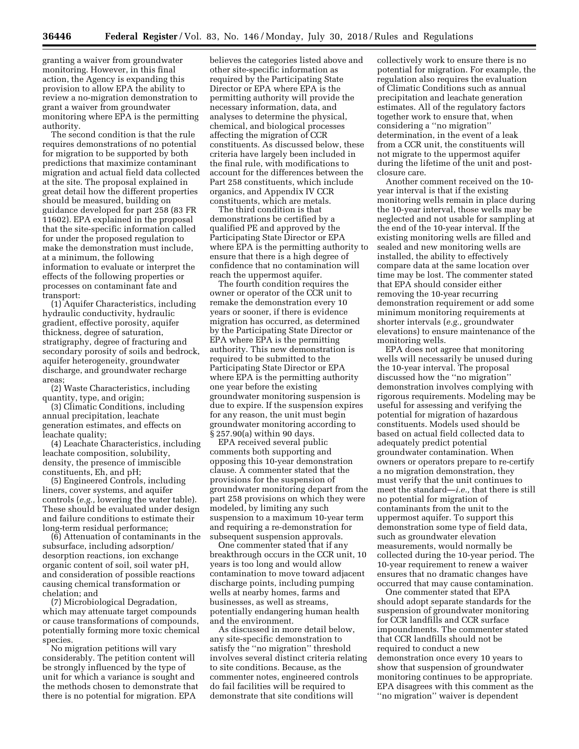granting a waiver from groundwater monitoring. However, in this final action, the Agency is expanding this provision to allow EPA the ability to review a no-migration demonstration to grant a waiver from groundwater monitoring where EPA is the permitting authority.

The second condition is that the rule requires demonstrations of no potential for migration to be supported by both predictions that maximize contaminant migration and actual field data collected at the site. The proposal explained in great detail how the different properties should be measured, building on guidance developed for part 258 (83 FR 11602). EPA explained in the proposal that the site-specific information called for under the proposed regulation to make the demonstration must include, at a minimum, the following information to evaluate or interpret the effects of the following properties or processes on contaminant fate and transport:

(1) Aquifer Characteristics, including hydraulic conductivity, hydraulic gradient, effective porosity, aquifer thickness, degree of saturation, stratigraphy, degree of fracturing and secondary porosity of soils and bedrock, aquifer heterogeneity, groundwater discharge, and groundwater recharge areas;

(2) Waste Characteristics, including quantity, type, and origin;

(3) Climatic Conditions, including annual precipitation, leachate generation estimates, and effects on leachate quality;

(4) Leachate Characteristics, including leachate composition, solubility, density, the presence of immiscible constituents, Eh, and pH;

(5) Engineered Controls, including liners, cover systems, and aquifer controls (*e.g.,* lowering the water table). These should be evaluated under design and failure conditions to estimate their long-term residual performance;

(6) Attenuation of contaminants in the subsurface, including adsorption/desorption reactions, ion exchange organic content of soil, soil water pH, and consideration of possible reactions causing chemical transformation or chelation; and

(7) Microbiological Degradation, which may attenuate target compounds or cause transformations of compounds, potentially forming more toxic chemical species.

No migration petitions will vary considerably. The petition content will be strongly influenced by the type of unit for which a variance is sought and the methods chosen to demonstrate that there is no potential for migration. EPA believes the categories listed above and other site-specific information as required by the Participating State Director or EPA where EPA is the permitting authority will provide the necessary information, data, and analyses to determine the physical, chemical, and biological processes affecting the migration of CCR constituents. As discussed below, these criteria have largely been included in the final rule, with modifications to account for the differences between the Part 258 constituents, which include organics, and Appendix IV CCR constituents, which are metals.

The third condition is that demonstrations be certified by a qualified PE and approved by the Participating State Director or EPA where EPA is the permitting authority to ensure that there is a high degree of confidence that no contamination will reach the uppermost aquifer.

The fourth condition requires the owner or operator of the CCR unit to remake the demonstration every 10 years or sooner, if there is evidence migration has occurred, as determined by the Participating State Director or EPA where EPA is the permitting authority. This new demonstration is required to be submitted to the Participating State Director or EPA where EPA is the permitting authority one year before the existing groundwater monitoring suspension is due to expire. If the suspension expires for any reason, the unit must begin groundwater monitoring according to § 257.90(a) within 90 days.

EPA received several public comments both supporting and opposing this 10-year demonstration clause. A commenter stated that the provisions for the suspension of groundwater monitoring depart from the part 258 provisions on which they were modeled, by limiting any such suspension to a maximum 10-year term and requiring a re-demonstration for subsequent suspension approvals.

One commenter stated that if any breakthrough occurs in the CCR unit, 10 years is too long and would allow contamination to move toward adjacent discharge points, including pumping wells at nearby homes, farms and businesses, as well as streams, potentially endangering human health and the environment.

As discussed in more detail below, any site-specific demonstration to satisfy the "no migration" threshold involves several distinct criteria relating to site conditions. Because, as the commenter notes, engineered controls do fail facilities will be required to demonstrate that site conditions will collectively work to ensure there is no potential for migration. For example, the regulation also requires the evaluation of Climatic Conditions such as annual precipitation and leachate generation estimates. All of the regulatory factors together work to ensure that, when considering a "no migration" determination, in the event of a leak from a CCR unit, the constituents will not migrate to the uppermost aquifer during the lifetime of the unit and post-closure care.

Another comment received on the 10-year interval is that if the existing monitoring wells remain in place during the 10-year interval, those wells may be neglected and not usable for sampling at the end of the 10-year interval. If the existing monitoring wells are filled and sealed and new monitoring wells are installed, the ability to effectively compare data at the same location over time may be lost. The commenter stated that EPA should consider either removing the 10-year recurring demonstration requirement or add some minimum monitoring requirements at shorter intervals (*e.g.,* groundwater elevations) to ensure maintenance of the monitoring wells.

EPA does not agree that monitoring wells will necessarily be unused during the 10-year interval. The proposal discussed how the "no migration" demonstration involves complying with rigorous requirements. Modeling may be useful for assessing and verifying the potential for migration of hazardous constituents. Models used should be based on actual field collected data to adequately predict potential groundwater contamination. When owners or operators prepare to re-certify a no migration demonstration, they must verify that the unit continues to meet the standard—*i.e.,* that there is still no potential for migration of contaminants from the unit to the uppermost aquifer. To support this demonstration some type of field data, such as groundwater elevation measurements, would normally be collected during the 10-year period. The 10-year requirement to renew a waiver ensures that no dramatic changes have occurred that may cause contamination.

One commenter stated that EPA should adopt separate standards for the suspension of groundwater monitoring for CCR landfills and CCR surface impoundments. The commenter stated that CCR landfills should not be required to conduct a new demonstration once every 10 years to show that suspension of groundwater monitoring continues to be appropriate. EPA disagrees with this comment as the "no migration" waiver is dependent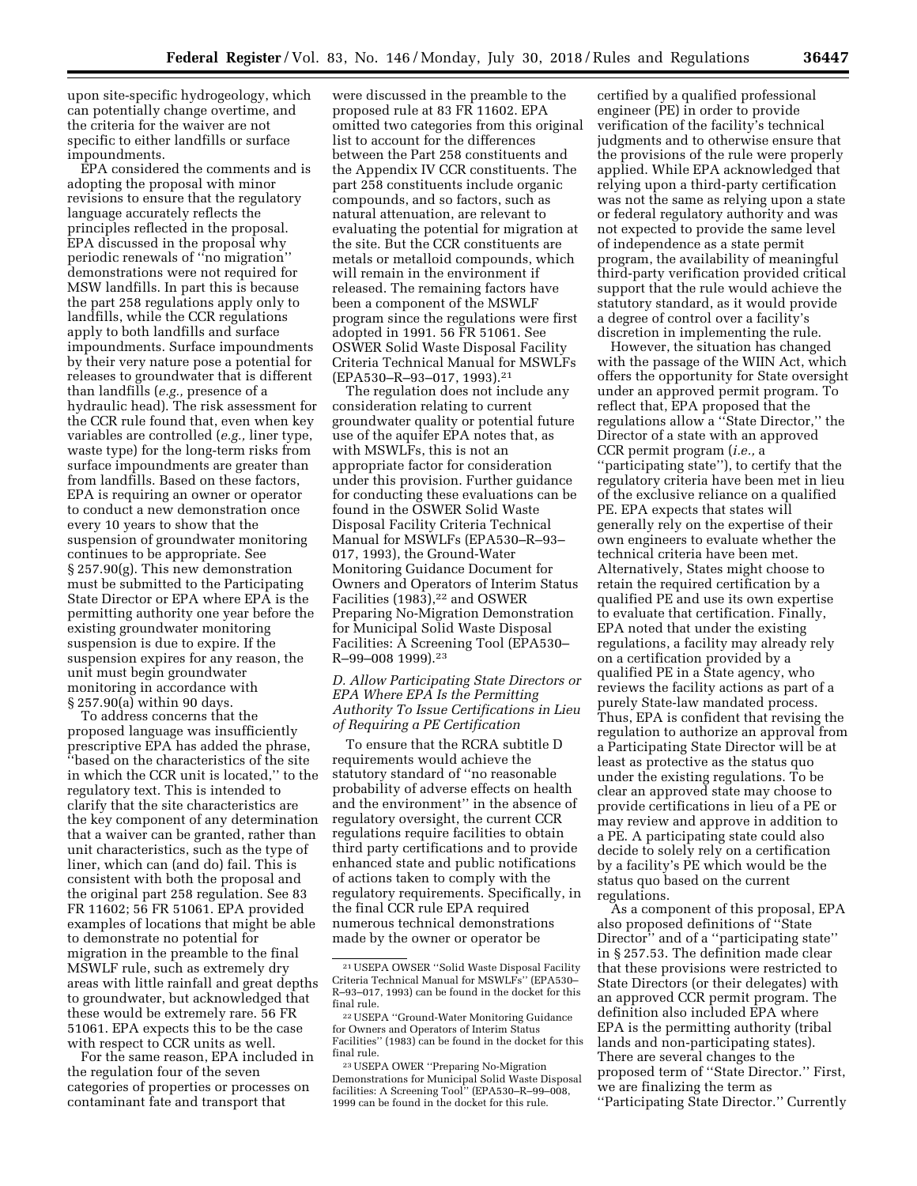upon site-specific hydrogeology, which can potentially change overtime, and the criteria for the waiver are not specific to either landfills or surface impoundments.

EPA considered the comments and is adopting the proposal with minor revisions to ensure that the regulatory language accurately reflects the principles reflected in the proposal. EPA discussed in the proposal why periodic renewals of ''no migration'' demonstrations were not required for MSW landfills. In part this is because the part 258 regulations apply only to landfills, while the CCR regulations apply to both landfills and surface impoundments. Surface impoundments by their very nature pose a potential for releases to groundwater that is different than landfills (*e.g.,* presence of a hydraulic head). The risk assessment for the CCR rule found that, even when key variables are controlled (*e.g.,* liner type, waste type) for the long-term risks from surface impoundments are greater than from landfills. Based on these factors, EPA is requiring an owner or operator to conduct a new demonstration once every 10 years to show that the suspension of groundwater monitoring continues to be appropriate. See § 257.90(g). This new demonstration must be submitted to the Participating State Director or EPA where EPA is the permitting authority one year before the existing groundwater monitoring suspension is due to expire. If the suspension expires for any reason, the unit must begin groundwater monitoring in accordance with § 257.90(a) within 90 days.

To address concerns that the proposed language was insufficiently prescriptive EPA has added the phrase, ''based on the characteristics of the site in which the CCR unit is located,'' to the regulatory text. This is intended to clarify that the site characteristics are the key component of any determination that a waiver can be granted, rather than unit characteristics, such as the type of liner, which can (and do) fail. This is consistent with both the proposal and the original part 258 regulation. See 83 FR 11602; 56 FR 51061. EPA provided examples of locations that might be able to demonstrate no potential for migration in the preamble to the final MSWLF rule, such as extremely dry areas with little rainfall and great depths to groundwater, but acknowledged that these would be extremely rare. 56 FR 51061. EPA expects this to be the case with respect to CCR units as well.

For the same reason, EPA included in the regulation four of the seven categories of properties or processes on contaminant fate and transport that were discussed in the preamble to the proposed rule at 83 FR 11602. EPA omitted two categories from this original list to account for the differences between the Part 258 constituents and the Appendix IV CCR constituents. The part 258 constituents include organic compounds, and so factors, such as natural attenuation, are relevant to evaluating the potential for migration at the site. But the CCR constituents are metals or metalloid compounds, which will remain in the environment if released. The remaining factors have been a component of the MSWLF program since the regulations were first adopted in 1991. 56 FR 51061. See OSWER Solid Waste Disposal Facility Criteria Technical Manual for MSWLFs (EPA530–R–93–017, 1993).[21]

The regulation does not include any consideration relating to current groundwater quality or potential future use of the aquifer EPA notes that, as with MSWLFs, this is not an appropriate factor for consideration under this provision. Further guidance for conducting these evaluations can be found in the OSWER Solid Waste Disposal Facility Criteria Technical Manual for MSWLFs (EPA530–R–93–017, 1993), the Ground-Water Monitoring Guidance Document for Owners and Operators of Interim Status Facilities (1983),[22] and OSWER Preparing No-Migration Demonstration for Municipal Solid Waste Disposal Facilities: A Screening Tool (EPA530–R–99–008 1999).[23]

### *D. Allow Participating State Directors or EPA Where EPA Is the Permitting Authority To Issue Certifications in Lieu of Requiring a PE Certification*

To ensure that the RCRA subtitle D requirements would achieve the statutory standard of ''no reasonable probability of adverse effects on health and the environment'' in the absence of regulatory oversight, the current CCR regulations require facilities to obtain third party certifications and to provide enhanced state and public notifications of actions taken to comply with the regulatory requirements. Specifically, in the final CCR rule EPA required numerous technical demonstrations made by the owner or operator be certified by a qualified professional engineer (PE) in order to provide verification of the facility's technical judgments and to otherwise ensure that the provisions of the rule were properly applied. While EPA acknowledged that relying upon a third-party certification was not the same as relying upon a state or federal regulatory authority and was not expected to provide the same level of independence as a state permit program, the availability of meaningful third-party verification provided critical support that the rule would achieve the statutory standard, as it would provide a degree of control over a facility's discretion in implementing the rule.

However, the situation has changed with the passage of the WIIN Act, which offers the opportunity for State oversight under an approved permit program. To reflect that, EPA proposed that the regulations allow a ''State Director,'' the Director of a state with an approved CCR permit program (*i.e.,* a ''participating state''), to certify that the regulatory criteria have been met in lieu of the exclusive reliance on a qualified PE. EPA expects that states will generally rely on the expertise of their own engineers to evaluate whether the technical criteria have been met. Alternatively, States might choose to retain the required certification by a qualified PE and use its own expertise to evaluate that certification. Finally, EPA noted that under the existing regulations, a facility may already rely on a certification provided by a qualified PE in a State agency, who reviews the facility actions as part of a purely State-law mandated process. Thus, EPA is confident that revising the regulation to authorize an approval from a Participating State Director will be at least as protective as the status quo under the existing regulations. To be clear an approved state may choose to provide certifications in lieu of a PE or may review and approve in addition to a PE. A participating state could also decide to solely rely on a certification by a facility's PE which would be the status quo based on the current regulations.

As a component of this proposal, EPA also proposed definitions of ''State Director'' and of a ''participating state'' in § 257.53. The definition made clear that these provisions were restricted to State Directors (or their delegates) with an approved CCR permit program. The definition also included EPA where EPA is the permitting authority (tribal lands and non-participating states). There are several changes to the proposed term of ''State Director.'' First, we are finalizing the term as ''Participating State Director.'' Currently

[21] USEPA OWSER ''Solid Waste Disposal Facility Criteria Technical Manual for MSWLFs'' (EPA530–R–93–017, 1993) can be found in the docket for this final rule.

[22] USEPA ''Ground-Water Monitoring Guidance for Owners and Operators of Interim Status Facilities'' (1983) can be found in the docket for this final rule.

[23] USEPA OWER ''Preparing No-Migration Demonstrations for Municipal Solid Waste Disposal facilities: A Screening Tool'' (EPA530–R–99–008, 1999 can be found in the docket for this final rule.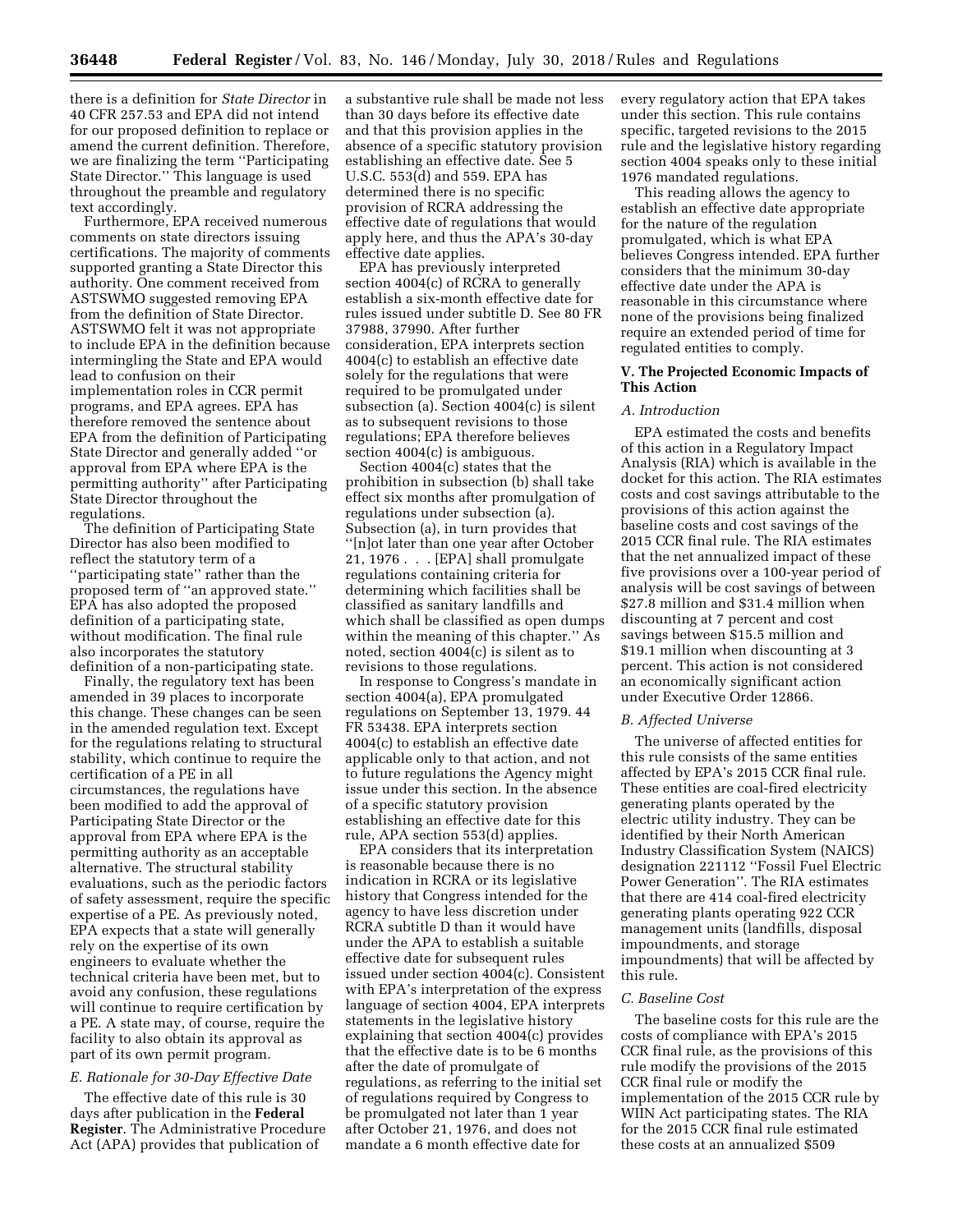there is a definition for *State Director* in 40 CFR 257.53 and EPA did not intend for our proposed definition to replace or amend the current definition. Therefore, we are finalizing the term ''Participating State Director.'' This language is used throughout the preamble and regulatory text accordingly.

Furthermore, EPA received numerous comments on state directors issuing certifications. The majority of comments supported granting a State Director this authority. One comment received from ASTSWMO suggested removing EPA from the definition of State Director. ASTSWMO felt it was not appropriate to include EPA in the definition because intermingling the State and EPA would lead to confusion on their implementation roles in CCR permit programs, and EPA agrees. EPA has therefore removed the sentence about EPA from the definition of Participating State Director and generally added ''or approval from EPA where EPA is the permitting authority'' after Participating State Director throughout the regulations.

The definition of Participating State Director has also been modified to reflect the statutory term of a ''participating state'' rather than the proposed term of ''an approved state.'' EPA has also adopted the proposed definition of a participating state, without modification. The final rule also incorporates the statutory definition of a non-participating state.

Finally, the regulatory text has been amended in 39 places to incorporate this change. These changes can be seen in the amended regulation text. Except for the regulations relating to structural stability, which continue to require the certification of a PE in all circumstances, the regulations have been modified to add the approval of Participating State Director or the approval from EPA where EPA is the permitting authority as an acceptable alternative. The structural stability evaluations, such as the periodic factors of safety assessment, require the specific expertise of a PE. As previously noted, EPA expects that a state will generally rely on the expertise of its own engineers to evaluate whether the technical criteria have been met, but to avoid any confusion, these regulations will continue to require certification by a PE. A state may, of course, require the facility to also obtain its approval as part of its own permit program.

### *E. Rationale for 30-Day Effective Date*

The effective date of this rule is 30 days after publication in the **Federal Register**. The Administrative Procedure Act (APA) provides that publication of a substantive rule shall be made not less than 30 days before its effective date and that this provision applies in the absence of a specific statutory provision establishing an effective date. See 5 U.S.C. 553(d) and 559. EPA has determined there is no specific provision of RCRA addressing the effective date of regulations that would apply here, and thus the APA's 30-day effective date applies.

EPA has previously interpreted section 4004(c) of RCRA to generally establish a six-month effective date for rules issued under subtitle D. See 80 FR 37988, 37990. After further consideration, EPA interprets section 4004(c) to establish an effective date solely for the regulations that were required to be promulgated under subsection (a). Section 4004(c) is silent as to subsequent revisions to those regulations; EPA therefore believes section 4004(c) is ambiguous.

Section 4004(c) states that the prohibition in subsection (b) shall take effect six months after promulgation of regulations under subsection (a). Subsection (a), in turn provides that ''[n]ot later than one year after October 21, 1976 . . . [EPA] shall promulgate regulations containing criteria for determining which facilities shall be classified as sanitary landfills and which shall be classified as open dumps within the meaning of this chapter.'' As noted, section 4004(c) is silent as to revisions to those regulations.

In response to Congress's mandate in section 4004(a), EPA promulgated regulations on September 13, 1979. 44 FR 53438. EPA interprets section 4004(c) to establish an effective date applicable only to that action, and not to future regulations the Agency might issue under this section. In the absence of a specific statutory provision establishing an effective date for this rule, APA section 553(d) applies.

EPA considers that its interpretation is reasonable because there is no indication in RCRA or its legislative history that Congress intended for the agency to have less discretion under RCRA subtitle D than it would have under the APA to establish a suitable effective date for subsequent rules issued under section 4004(c). Consistent with EPA's interpretation of the express language of section 4004, EPA interprets statements in the legislative history explaining that section 4004(c) provides that the effective date is to be 6 months after the date of promulgate of regulations, as referring to the initial set of regulations required by Congress to be promulgated not later than 1 year after October 21, 1976, and does not mandate a 6 month effective date for every regulatory action that EPA takes under this section. This rule contains specific, targeted revisions to the 2015 rule and the legislative history regarding section 4004 speaks only to these initial 1976 mandated regulations.

This reading allows the agency to establish an effective date appropriate for the nature of the regulation promulgated, which is what EPA believes Congress intended. EPA further considers that the minimum 30-day effective date under the APA is reasonable in this circumstance where none of the provisions being finalized require an extended period of time for regulated entities to comply.

## V. The Projected Economic Impacts of This Action

### *A. Introduction*

EPA estimated the costs and benefits of this action in a Regulatory Impact Analysis (RIA) which is available in the docket for this action. The RIA estimates costs and cost savings attributable to the provisions of this action against the baseline costs and cost savings of the 2015 CCR final rule. The RIA estimates that the net annualized impact of these five provisions over a 100-year period of analysis will be cost savings of between $27.8 million and $31.4 million when discounting at 7 percent and cost savings between $15.5 million and $19.1 million when discounting at 3 percent. This action is not considered an economically significant action under Executive Order 12866.

### *B. Affected Universe*

The universe of affected entities for this rule consists of the same entities affected by EPA's 2015 CCR final rule. These entities are coal-fired electricity generating plants operated by the electric utility industry. They can be identified by their North American Industry Classification System (NAICS) designation 221112 ''Fossil Fuel Electric Power Generation''. The RIA estimates that there are 414 coal-fired electricity generating plants operating 922 CCR management units (landfills, disposal impoundments, and storage impoundments) that will be affected by this rule.

### *C. Baseline Cost*

The baseline costs for this rule are the costs of compliance with EPA's 2015 CCR final rule, as the provisions of this rule modify the provisions of the 2015 CCR final rule or modify the implementation of the 2015 CCR rule by WIIN Act participating states. The RIA for the 2015 CCR final rule estimated these costs at an annualized $509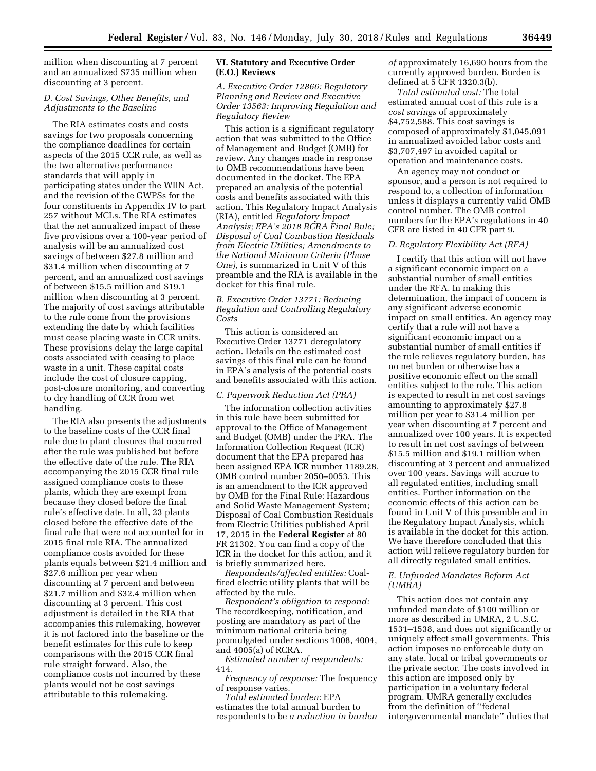million when discounting at 7 percent and an annualized $735 million when discounting at 3 percent.

### D. Cost Savings, Other Benefits, and Adjustments to the Baseline

The RIA estimates costs and costs savings for two proposals concerning the compliance deadlines for certain aspects of the 2015 CCR rule, as well as the two alternative performance standards that will apply in participating states under the WIIN Act, and the revision of the GWPSs for the four constituents in Appendix IV to part 257 without MCLs. The RIA estimates that the net annualized impact of these five provisions over a 100-year period of analysis will be an annualized cost savings of between $27.8 million and $31.4 million when discounting at 7 percent, and an annualized cost savings of between $15.5 million and $19.1 million when discounting at 3 percent. The majority of cost savings attributable to the rule come from the provisions extending the date by which facilities must cease placing waste in CCR units. These provisions delay the large capital costs associated with ceasing to place waste in a unit. These capital costs include the cost of closure capping, post-closure monitoring, and converting to dry handling of CCR from wet handling.

The RIA also presents the adjustments to the baseline costs of the CCR final rule due to plant closures that occurred after the rule was published but before the effective date of the rule. The RIA accompanying the 2015 CCR final rule assigned compliance costs to these plants, which they are exempt from because they closed before the final rule's effective date. In all, 23 plants closed before the effective date of the final rule that were not accounted for in 2015 final rule RIA. The annualized compliance costs avoided for these plants equals between $21.4 million and $27.6 million per year when discounting at 7 percent and between $21.7 million and $32.4 million when discounting at 3 percent. This cost adjustment is detailed in the RIA that accompanies this rulemaking, however it is not factored into the baseline or the benefit estimates for this rule to keep comparisons with the 2015 CCR final rule straight forward. Also, the compliance costs not incurred by these plants would not be cost savings attributable to this rulemaking.

## VI. Statutory and Executive Order (E.O.) Reviews

### A. Executive Order 12866: Regulatory Planning and Review and Executive Order 13563: Improving Regulation and Regulatory Review

This action is a significant regulatory action that was submitted to the Office of Management and Budget (OMB) for review. Any changes made in response to OMB recommendations have been documented in the docket. The EPA prepared an analysis of the potential costs and benefits associated with this action. This Regulatory Impact Analysis (RIA), entitled *Regulatory Impact Analysis; EPA's 2018 RCRA Final Rule; Disposal of Coal Combustion Residuals from Electric Utilities; Amendments to the National Minimum Criteria (Phase One),* is summarized in Unit V of this preamble and the RIA is available in the docket for this final rule.

### B. Executive Order 13771: Reducing Regulation and Controlling Regulatory Costs

This action is considered an Executive Order 13771 deregulatory action. Details on the estimated cost savings of this final rule can be found in EPA's analysis of the potential costs and benefits associated with this action.

### C. Paperwork Reduction Act (PRA)

The information collection activities in this rule have been submitted for approval to the Office of Management and Budget (OMB) under the PRA. The Information Collection Request (ICR) document that the EPA prepared has been assigned EPA ICR number 1189.28, OMB control number 2050–0053. This is an amendment to the ICR approved by OMB for the Final Rule: Hazardous and Solid Waste Management System; Disposal of Coal Combustion Residuals from Electric Utilities published April 17, 2015 in the **Federal Register** at 80 FR 21302. You can find a copy of the ICR in the docket for this action, and it is briefly summarized here.

*Respondents/affected entities:* Coal-fired electric utility plants that will be affected by the rule.

*Respondent's obligation to respond:* The recordkeeping, notification, and posting are mandatory as part of the minimum national criteria being promulgated under sections 1008, 4004, and 4005(a) of RCRA.

*Estimated number of respondents:* 414.

*Frequency of response:* The frequency of response varies.

*Total estimated burden:* EPA estimates the total annual burden to respondents to be *a reduction in burden of* approximately 16,690 hours from the currently approved burden. Burden is defined at 5 CFR 1320.3(b).

*Total estimated cost:* The total estimated annual cost of this rule is a *cost savings* of approximately $4,752,588. This cost savings is composed of approximately $1,045,091 in annualized avoided labor costs and $3,707,497 in avoided capital or operation and maintenance costs.

An agency may not conduct or sponsor, and a person is not required to respond to, a collection of information unless it displays a currently valid OMB control number. The OMB control numbers for the EPA's regulations in 40 CFR are listed in 40 CFR part 9.

### D. Regulatory Flexibility Act (RFA)

I certify that this action will not have a significant economic impact on a substantial number of small entities under the RFA. In making this determination, the impact of concern is any significant adverse economic impact on small entities. An agency may certify that a rule will not have a significant economic impact on a substantial number of small entities if the rule relieves regulatory burden, has no net burden or otherwise has a positive economic effect on the small entities subject to the rule. This action is expected to result in net cost savings amounting to approximately $27.8 million per year to $31.4 million per year when discounting at 7 percent and annualized over 100 years. It is expected to result in net cost savings of between $15.5 million and $19.1 million when discounting at 3 percent and annualized over 100 years. Savings will accrue to all regulated entities, including small entities. Further information on the economic effects of this action can be found in Unit V of this preamble and in the Regulatory Impact Analysis, which is available in the docket for this action. We have therefore concluded that this action will relieve regulatory burden for all directly regulated small entities.

### E. Unfunded Mandates Reform Act (UMRA)

This action does not contain any unfunded mandate of $100 million or more as described in UMRA, 2 U.S.C. 1531–1538, and does not significantly or uniquely affect small governments. This action imposes no enforceable duty on any state, local or tribal governments or the private sector. The costs involved in this action are imposed only by participation in a voluntary federal program. UMRA generally excludes from the definition of "federal intergovernmental mandate" duties that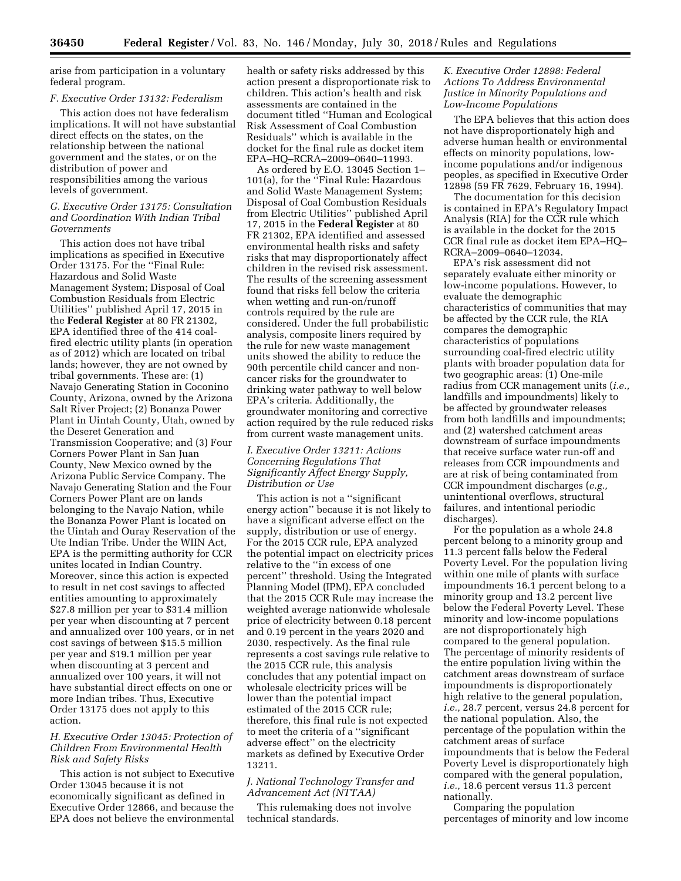arise from participation in a voluntary federal program.

### F. Executive Order 13132: Federalism

This action does not have federalism implications. It will not have substantial direct effects on the states, on the relationship between the national government and the states, or on the distribution of power and responsibilities among the various levels of government.

### G. Executive Order 13175: Consultation and Coordination With Indian Tribal Governments

This action does not have tribal implications as specified in Executive Order 13175. For the ''Final Rule: Hazardous and Solid Waste Management System; Disposal of Coal Combustion Residuals from Electric Utilities'' published April 17, 2015 in the **Federal Register** at 80 FR 21302, EPA identified three of the 414 coal-fired electric utility plants (in operation as of 2012) which are located on tribal lands; however, they are not owned by tribal governments. These are: (1) Navajo Generating Station in Coconino County, Arizona, owned by the Arizona Salt River Project; (2) Bonanza Power Plant in Uintah County, Utah, owned by the Deseret Generation and Transmission Cooperative; and (3) Four Corners Power Plant in San Juan County, New Mexico owned by the Arizona Public Service Company. The Navajo Generating Station and the Four Corners Power Plant are on lands belonging to the Navajo Nation, while the Bonanza Power Plant is located on the Uintah and Ouray Reservation of the Ute Indian Tribe. Under the WIIN Act, EPA is the permitting authority for CCR unites located in Indian Country. Moreover, since this action is expected to result in net cost savings to affected entities amounting to approximately $27.8 million per year to $31.4 million per year when discounting at 7 percent and annualized over 100 years, or in net cost savings of between $15.5 million per year and $19.1 million per year when discounting at 3 percent and annualized over 100 years, it will not have substantial direct effects on one or more Indian tribes. Thus, Executive Order 13175 does not apply to this action.

### H. Executive Order 13045: Protection of Children From Environmental Health Risk and Safety Risks

This action is not subject to Executive Order 13045 because it is not economically significant as defined in Executive Order 12866, and because the EPA does not believe the environmental health or safety risks addressed by this action present a disproportionate risk to children. This action's health and risk assessments are contained in the document titled ''Human and Ecological Risk Assessment of Coal Combustion Residuals'' which is available in the docket for the final rule as docket item EPA–HQ–RCRA–2009–0640–11993.

As ordered by E.O. 13045 Section 1–101(a), for the ''Final Rule: Hazardous and Solid Waste Management System; Disposal of Coal Combustion Residuals from Electric Utilities'' published April 17, 2015 in the **Federal Register** at 80 FR 21302, EPA identified and assessed environmental health risks and safety risks that may disproportionately affect children in the revised risk assessment. The results of the screening assessment found that risks fell below the criteria when wetting and run-on/runoff controls required by the rule are considered. Under the full probabilistic analysis, composite liners required by the rule for new waste management units showed the ability to reduce the 90th percentile child cancer and non-cancer risks for the groundwater to drinking water pathway to well below EPA's criteria. Additionally, the groundwater monitoring and corrective action required by the rule reduced risks from current waste management units.

### I. Executive Order 13211: Actions Concerning Regulations That Significantly Affect Energy Supply, Distribution or Use

This action is not a ''significant energy action'' because it is not likely to have a significant adverse effect on the supply, distribution or use of energy. For the 2015 CCR rule, EPA analyzed the potential impact on electricity prices relative to the ''in excess of one percent'' threshold. Using the Integrated Planning Model (IPM), EPA concluded that the 2015 CCR Rule may increase the weighted average nationwide wholesale price of electricity between 0.18 percent and 0.19 percent in the years 2020 and 2030, respectively. As the final rule represents a cost savings rule relative to the 2015 CCR rule, this analysis concludes that any potential impact on wholesale electricity prices will be lower than the potential impact estimated of the 2015 CCR rule; therefore, this final rule is not expected to meet the criteria of a ''significant adverse effect'' on the electricity markets as defined by Executive Order 13211.

### J. National Technology Transfer and Advancement Act (NTTAA)

This rulemaking does not involve technical standards.

### K. Executive Order 12898: Federal Actions To Address Environmental Justice in Minority Populations and Low-Income Populations

The EPA believes that this action does not have disproportionately high and adverse human health or environmental effects on minority populations, low-income populations and/or indigenous peoples, as specified in Executive Order 12898 (59 FR 7629, February 16, 1994).

The documentation for this decision is contained in EPA's Regulatory Impact Analysis (RIA) for the CCR rule which is available in the docket for the 2015 CCR final rule as docket item EPA–HQ–RCRA–2009–0640–12034.

EPA's risk assessment did not separately evaluate either minority or low-income populations. However, to evaluate the demographic characteristics of communities that may be affected by the CCR rule, the RIA compares the demographic characteristics of populations surrounding coal-fired electric utility plants with broader population data for two geographic areas: (1) One-mile radius from CCR management units (*i.e.,* landfills and impoundments) likely to be affected by groundwater releases from both landfills and impoundments; and (2) watershed catchment areas downstream of surface impoundments that receive surface water run-off and releases from CCR impoundments and are at risk of being contaminated from CCR impoundment discharges (*e.g.,* unintentional overflows, structural failures, and intentional periodic discharges).

For the population as a whole 24.8 percent belong to a minority group and 11.3 percent falls below the Federal Poverty Level. For the population living within one mile of plants with surface impoundments 16.1 percent belong to a minority group and 13.2 percent live below the Federal Poverty Level. These minority and low-income populations are not disproportionately high compared to the general population. The percentage of minority residents of the entire population living within the catchment areas downstream of surface impoundments is disproportionately high relative to the general population, *i.e.,* 28.7 percent, versus 24.8 percent for the national population. Also, the percentage of the population within the catchment areas of surface impoundments that is below the Federal Poverty Level is disproportionately high compared with the general population, *i.e.,* 18.6 percent versus 11.3 percent nationally.

Comparing the population percentages of minority and low income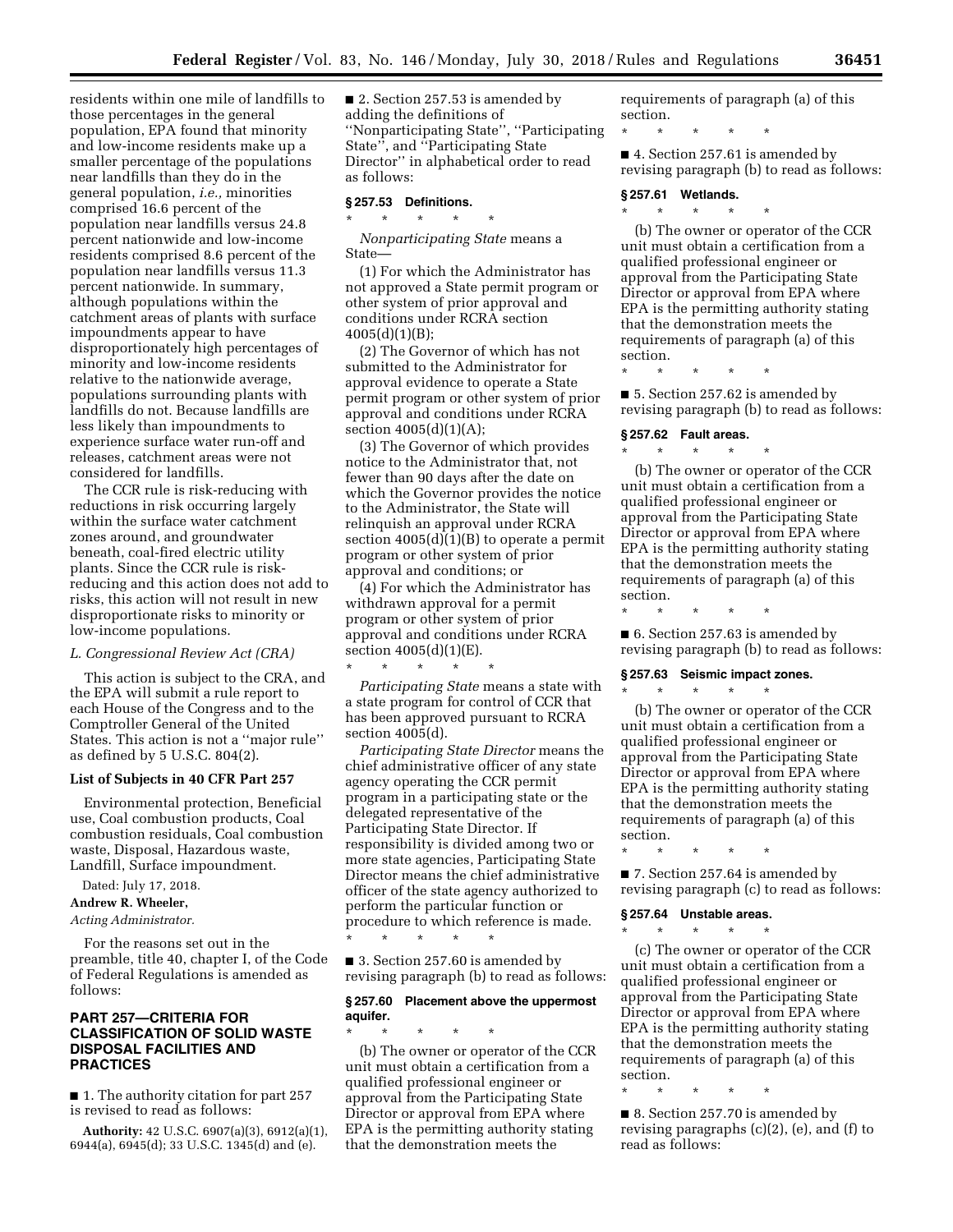residents within one mile of landfills to those percentages in the general population, EPA found that minority and low-income residents make up a smaller percentage of the populations near landfills than they do in the general population, *i.e.,* minorities comprised 16.6 percent of the population near landfills versus 24.8 percent nationwide and low-income residents comprised 8.6 percent of the population near landfills versus 11.3 percent nationwide. In summary, although populations within the catchment areas of plants with surface impoundments appear to have disproportionately high percentages of minority and low-income residents relative to the nationwide average, populations surrounding plants with landfills do not. Because landfills are less likely than impoundments to experience surface water run-off and releases, catchment areas were not considered for landfills.

The CCR rule is risk-reducing with reductions in risk occurring largely within the surface water catchment zones around, and groundwater beneath, coal-fired electric utility plants. Since the CCR rule is risk-reducing and this action does not add to risks, this action will not result in new disproportionate risks to minority or low-income populations.

*L. Congressional Review Act (CRA)*

This action is subject to the CRA, and the EPA will submit a rule report to each House of the Congress and to the Comptroller General of the United States. This action is not a ''major rule'' as defined by 5 U.S.C. 804(2).

**List of Subjects in 40 CFR Part 257**

Environmental protection, Beneficial use, Coal combustion products, Coal combustion residuals, Coal combustion waste, Disposal, Hazardous waste, Landfill, Surface impoundment.

Dated: July 17, 2018.

**Andrew R. Wheeler,**

*Acting Administrator.*

For the reasons set out in the preamble, title 40, chapter I, of the Code of Federal Regulations is amended as follows:

## PART 257—CRITERIA FOR CLASSIFICATION OF SOLID WASTE DISPOSAL FACILITIES AND PRACTICES

■ 1. The authority citation for part 257 is revised to read as follows:

**Authority:** 42 U.S.C. 6907(a)(3), 6912(a)(1), 6944(a), 6945(d); 33 U.S.C. 1345(d) and (e).

■ 2. Section 257.53 is amended by adding the definitions of ''Nonparticipating State'', ''Participating State'', and ''Participating State Director'' in alphabetical order to read as follows:

### § 257.53 Definitions.

\* \* \* \* \*

*Nonparticipating State* means a State—

(1) For which the Administrator has not approved a State permit program or other system of prior approval and conditions under RCRA section 4005(d)(1)(B);

(2) The Governor of which has not submitted to the Administrator for approval evidence to operate a State permit program or other system of prior approval and conditions under RCRA section 4005(d)(1)(A);

(3) The Governor of which provides notice to the Administrator that, not fewer than 90 days after the date on which the Governor provides the notice to the Administrator, the State will relinquish an approval under RCRA section 4005(d)(1)(B) to operate a permit program or other system of prior approval and conditions; or

(4) For which the Administrator has withdrawn approval for a permit program or other system of prior approval and conditions under RCRA section 4005(d)(1)(E).

\* \* \* \* \*

*Participating State* means a state with a state program for control of CCR that has been approved pursuant to RCRA section 4005(d).

*Participating State Director* means the chief administrative officer of any state agency operating the CCR permit program in a participating state or the delegated representative of the Participating State Director. If responsibility is divided among two or more state agencies, Participating State Director means the chief administrative officer of the state agency authorized to perform the particular function or procedure to which reference is made.

\* \* \* \* \*

■ 3. Section 257.60 is amended by revising paragraph (b) to read as follows:

### § 257.60 Placement above the uppermost aquifer.

\* \* \* \* \*

(b) The owner or operator of the CCR unit must obtain a certification from a qualified professional engineer or approval from the Participating State Director or approval from EPA where EPA is the permitting authority stating that the demonstration meets the requirements of paragraph (a) of this section.

\* \* \* \* \*

■ 4. Section 257.61 is amended by revising paragraph (b) to read as follows:

### § 257.61 Wetlands.

\* \* \* \* \*

(b) The owner or operator of the CCR unit must obtain a certification from a qualified professional engineer or approval from the Participating State Director or approval from EPA where EPA is the permitting authority stating that the demonstration meets the requirements of paragraph (a) of this section.

\* \* \* \* \*

■ 5. Section 257.62 is amended by revising paragraph (b) to read as follows:

### § 257.62 Fault areas.

\* \* \* \* \*

(b) The owner or operator of the CCR unit must obtain a certification from a qualified professional engineer or approval from the Participating State Director or approval from EPA where EPA is the permitting authority stating that the demonstration meets the requirements of paragraph (a) of this section.

\* \* \* \* \*

■ 6. Section 257.63 is amended by revising paragraph (b) to read as follows:

### § 257.63 Seismic impact zones.

\* \* \* \* \*

(b) The owner or operator of the CCR unit must obtain a certification from a qualified professional engineer or approval from the Participating State Director or approval from EPA where EPA is the permitting authority stating that the demonstration meets the requirements of paragraph (a) of this section.

\* \* \* \* \*

■ 7. Section 257.64 is amended by revising paragraph (c) to read as follows:

### § 257.64 Unstable areas.

\* \* \* \* \*

(c) The owner or operator of the CCR unit must obtain a certification from a qualified professional engineer or approval from the Participating State Director or approval from EPA where EPA is the permitting authority stating that the demonstration meets the requirements of paragraph (a) of this section.

\* \* \* \* \*

■ 8. Section 257.70 is amended by revising paragraphs (c)(2), (e), and (f) to read as follows: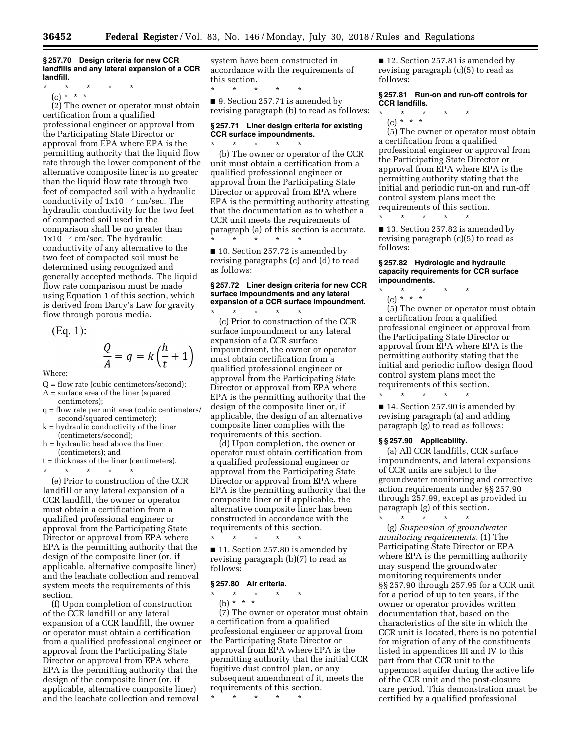**§ 257.70 Design criteria for new CCR landfills and any lateral expansion of a CCR landfill.**

* * * * *

(c) * * *

(2) The owner or operator must obtain certification from a qualified professional engineer or approval from the Participating State Director or approval from EPA where EPA is the permitting authority that the liquid flow rate through the lower component of the alternative composite liner is no greater than the liquid flow rate through two feet of compacted soil with a hydraulic conductivity of $1 \times 10^{-7}$ cm/sec. The hydraulic conductivity for the two feet of compacted soil used in the comparison shall be no greater than $1 \times 10^{-7}$ cm/sec. The hydraulic conductivity of any alternative to the two feet of compacted soil must be determined using recognized and generally accepted methods. The liquid flow rate comparison must be made using Equation 1 of this section, which is derived from Darcy's Law for gravity flow through porous media.

(Eq. 1):

$$\frac{Q}{A} = q = k\left(\frac{h}{t} + 1\right)$$

Where:

Q = flow rate (cubic centimeters/second);
A = surface area of the liner (squared centimeters);
q = flow rate per unit area (cubic centimeters/second/squared centimeter);
k = hydraulic conductivity of the liner (centimeters/second);
h = hydraulic head above the liner (centimeters); and
t = thickness of the liner (centimeters).

* * * * *

(e) Prior to construction of the CCR landfill or any lateral expansion of a CCR landfill, the owner or operator must obtain a certification from a qualified professional engineer or approval from the Participating State Director or approval from EPA where EPA is the permitting authority that the design of the composite liner (or, if applicable, alternative composite liner) and the leachate collection and removal system meets the requirements of this section.

(f) Upon completion of construction of the CCR landfill or any lateral expansion of a CCR landfill, the owner or operator must obtain a certification from a qualified professional engineer or approval from the Participating State Director or approval from EPA where EPA is the permitting authority that the design of the composite liner (or, if applicable, alternative composite liner) and the leachate collection and removal system have been constructed in accordance with the requirements of this section.

* * * * *

■ 9. Section 257.71 is amended by revising paragraph (b) to read as follows:

**§ 257.71 Liner design criteria for existing CCR surface impoundments.**

* * * * *

(b) The owner or operator of the CCR unit must obtain a certification from a qualified professional engineer or approval from the Participating State Director or approval from EPA where EPA is the permitting authority attesting that the documentation as to whether a CCR unit meets the requirements of paragraph (a) of this section is accurate.

* * * * *

■ 10. Section 257.72 is amended by revising paragraphs (c) and (d) to read as follows:

**§ 257.72 Liner design criteria for new CCR surface impoundments and any lateral expansion of a CCR surface impoundment.**

* * * * *

(c) Prior to construction of the CCR surface impoundment or any lateral expansion of a CCR surface impoundment, the owner or operator must obtain certification from a qualified professional engineer or approval from the Participating State Director or approval from EPA where EPA is the permitting authority that the design of the composite liner or, if applicable, the design of an alternative composite liner complies with the requirements of this section.

(d) Upon completion, the owner or operator must obtain certification from a qualified professional engineer or approval from the Participating State Director or approval from EPA where EPA is the permitting authority that the composite liner or if applicable, the alternative composite liner has been constructed in accordance with the requirements of this section.

* * * * *

■ 11. Section 257.80 is amended by revising paragraph (b)(7) to read as follows:

**§ 257.80 Air criteria.**

* * * * *

(b) * * *

(7) The owner or operator must obtain a certification from a qualified professional engineer or approval from the Participating State Director or approval from EPA where EPA is the permitting authority that the initial CCR fugitive dust control plan, or any subsequent amendment of it, meets the requirements of this section.

* * * * *

■ 12. Section 257.81 is amended by revising paragraph (c)(5) to read as follows:

**§ 257.81 Run-on and run-off controls for CCR landfills.**

* * * * *

(c) * * *

(5) The owner or operator must obtain a certification from a qualified professional engineer or approval from the Participating State Director or approval from EPA where EPA is the permitting authority stating that the initial and periodic run-on and run-off control system plans meet the requirements of this section.

* * * * *

■ 13. Section 257.82 is amended by revising paragraph (c)(5) to read as follows:

**§ 257.82 Hydrologic and hydraulic capacity requirements for CCR surface impoundments.**

* * * * *

(c) * * *

(5) The owner or operator must obtain a certification from a qualified professional engineer or approval from the Participating State Director or approval from EPA where EPA is the permitting authority stating that the initial and periodic inflow design flood control system plans meet the requirements of this section.

* * * * *

■ 14. Section 257.90 is amended by revising paragraph (a) and adding paragraph (g) to read as follows:

**§§ 257.90 Applicability.**

(a) All CCR landfills, CCR surface impoundments, and lateral expansions of CCR units are subject to the groundwater monitoring and corrective action requirements under §§ 257.90 through 257.99, except as provided in paragraph (g) of this section.

* * * * *

(g) *Suspension of groundwater monitoring requirements.* (1) The Participating State Director or EPA where EPA is the permitting authority may suspend the groundwater monitoring requirements under §§ 257.90 through 257.95 for a CCR unit for a period of up to ten years, if the owner or operator provides written documentation that, based on the characteristics of the site in which the CCR unit is located, there is no potential for migration of any of the constituents listed in appendices III and IV to this part from that CCR unit to the uppermost aquifer during the active life of the CCR unit and the post-closure care period. This demonstration must be certified by a qualified professional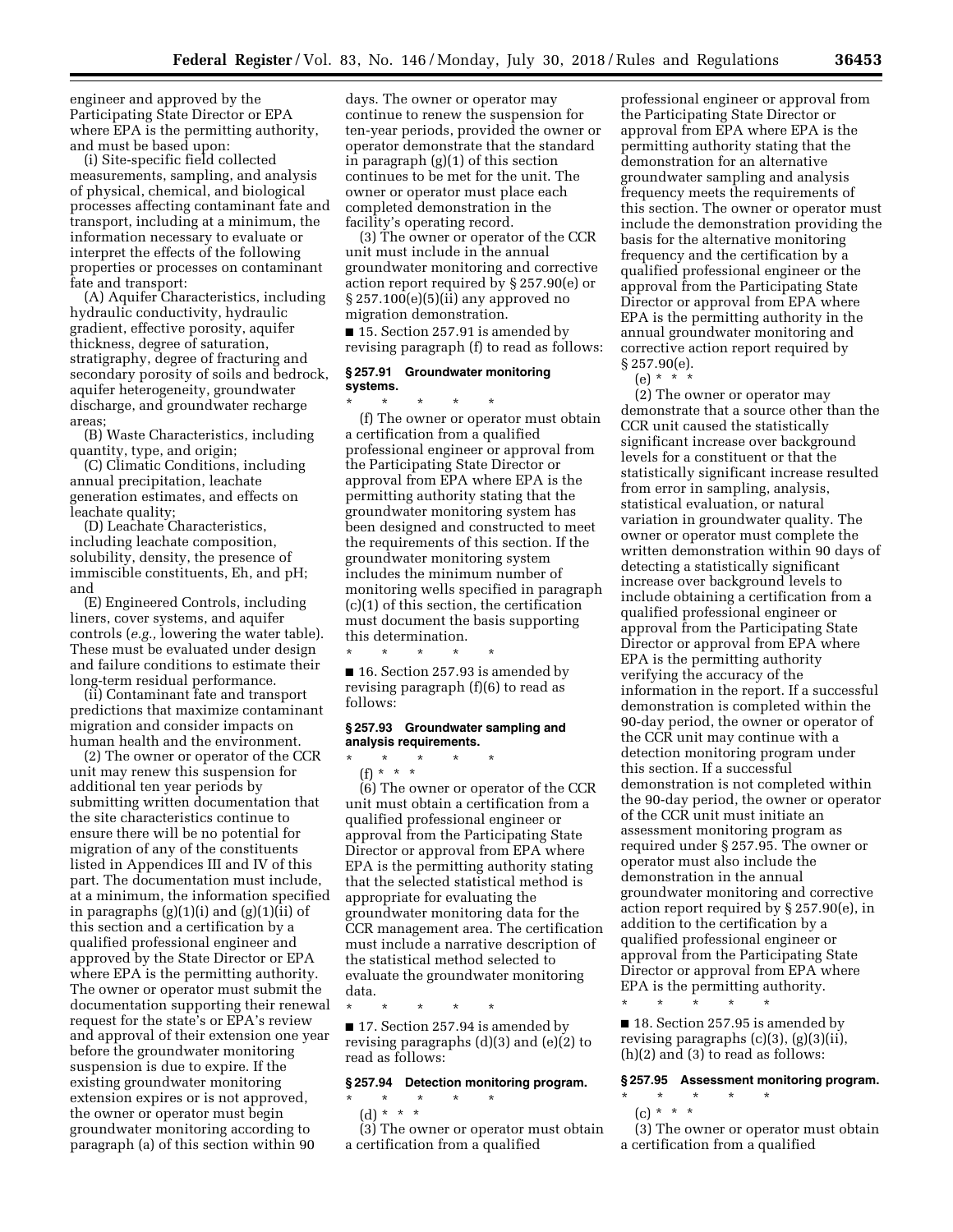engineer and approved by the Participating State Director or EPA where EPA is the permitting authority, and must be based upon:

(i) Site-specific field collected measurements, sampling, and analysis of physical, chemical, and biological processes affecting contaminant fate and transport, including at a minimum, the information necessary to evaluate or interpret the effects of the following properties or processes on contaminant fate and transport:

(A) Aquifer Characteristics, including hydraulic conductivity, hydraulic gradient, effective porosity, aquifer thickness, degree of saturation, stratigraphy, degree of fracturing and secondary porosity of soils and bedrock, aquifer heterogeneity, groundwater discharge, and groundwater recharge areas;

(B) Waste Characteristics, including quantity, type, and origin;

(C) Climatic Conditions, including annual precipitation, leachate generation estimates, and effects on leachate quality;

(D) Leachate Characteristics, including leachate composition, solubility, density, the presence of immiscible constituents, Eh, and pH; and

(E) Engineered Controls, including liners, cover systems, and aquifer controls (*e.g.,* lowering the water table). These must be evaluated under design and failure conditions to estimate their long-term residual performance.

(ii) Contaminant fate and transport predictions that maximize contaminant migration and consider impacts on human health and the environment.

(2) The owner or operator of the CCR unit may renew this suspension for additional ten year periods by submitting written documentation that the site characteristics continue to ensure there will be no potential for migration of any of the constituents listed in Appendices III and IV of this part. The documentation must include, at a minimum, the information specified in paragraphs (g)(1)(i) and (g)(1)(ii) of this section and a certification by a qualified professional engineer and approved by the State Director or EPA where EPA is the permitting authority. The owner or operator must submit the documentation supporting their renewal request for the state's or EPA's review and approval of their extension one year before the groundwater monitoring suspension is due to expire. If the existing groundwater monitoring extension expires or is not approved, the owner or operator must begin groundwater monitoring according to paragraph (a) of this section within 90 days. The owner or operator may continue to renew the suspension for ten-year periods, provided the owner or operator demonstrate that the standard in paragraph (g)(1) of this section continues to be met for the unit. The owner or operator must place each completed demonstration in the facility's operating record.

(3) The owner or operator of the CCR unit must include in the annual groundwater monitoring and corrective action report required by § 257.90(e) or § 257.100(e)(5)(ii) any approved no migration demonstration.

■ 15. Section 257.91 is amended by revising paragraph (f) to read as follows:

### § 257.91 Groundwater monitoring systems.

\* \* \* \* \*

(f) The owner or operator must obtain a certification from a qualified professional engineer or approval from the Participating State Director or approval from EPA where EPA is the permitting authority stating that the groundwater monitoring system has been designed and constructed to meet the requirements of this section. If the groundwater monitoring system includes the minimum number of monitoring wells specified in paragraph (c)(1) of this section, the certification must document the basis supporting this determination.

\* \* \* \* \*

■ 16. Section 257.93 is amended by revising paragraph (f)(6) to read as follows:

### § 257.93 Groundwater sampling and analysis requirements.

\* \* \* \* \*

(f) \* \* \*

(6) The owner or operator of the CCR unit must obtain a certification from a qualified professional engineer or approval from the Participating State Director or approval from EPA where EPA is the permitting authority stating that the selected statistical method is appropriate for evaluating the groundwater monitoring data for the CCR management area. The certification must include a narrative description of the statistical method selected to evaluate the groundwater monitoring data.

\* \* \* \* \*

■ 17. Section 257.94 is amended by revising paragraphs (d)(3) and (e)(2) to read as follows:

### § 257.94 Detection monitoring program.

\* \* \* \* \*

(d) \* \* \*

(3) The owner or operator must obtain a certification from a qualified professional engineer or approval from the Participating State Director or approval from EPA where EPA is the permitting authority stating that the demonstration for an alternative groundwater sampling and analysis frequency meets the requirements of this section. The owner or operator must include the demonstration providing the basis for the alternative monitoring frequency and the certification by a qualified professional engineer or the approval from the Participating State Director or approval from EPA where EPA is the permitting authority in the annual groundwater monitoring and corrective action report required by § 257.90(e).

(e) \* \* \*

(2) The owner or operator may demonstrate that a source other than the CCR unit caused the statistically significant increase over background levels for a constituent or that the statistically significant increase resulted from error in sampling, analysis, statistical evaluation, or natural variation in groundwater quality. The owner or operator must complete the written demonstration within 90 days of detecting a statistically significant increase over background levels to include obtaining a certification from a qualified professional engineer or approval from the Participating State Director or approval from EPA where EPA is the permitting authority verifying the accuracy of the information in the report. If a successful demonstration is completed within the 90-day period, the owner or operator of the CCR unit may continue with a detection monitoring program under this section. If a successful demonstration is not completed within the 90-day period, the owner or operator of the CCR unit must initiate an assessment monitoring program as required under § 257.95. The owner or operator must also include the demonstration in the annual groundwater monitoring and corrective action report required by § 257.90(e), in addition to the certification by a qualified professional engineer or approval from the Participating State Director or approval from EPA where EPA is the permitting authority.

\* \* \* \* \*

■ 18. Section 257.95 is amended by revising paragraphs (c)(3), (g)(3)(ii), (h)(2) and (3) to read as follows:

### § 257.95 Assessment monitoring program.

\* \* \* \* \*

(c) \* \* \*

(3) The owner or operator must obtain a certification from a qualified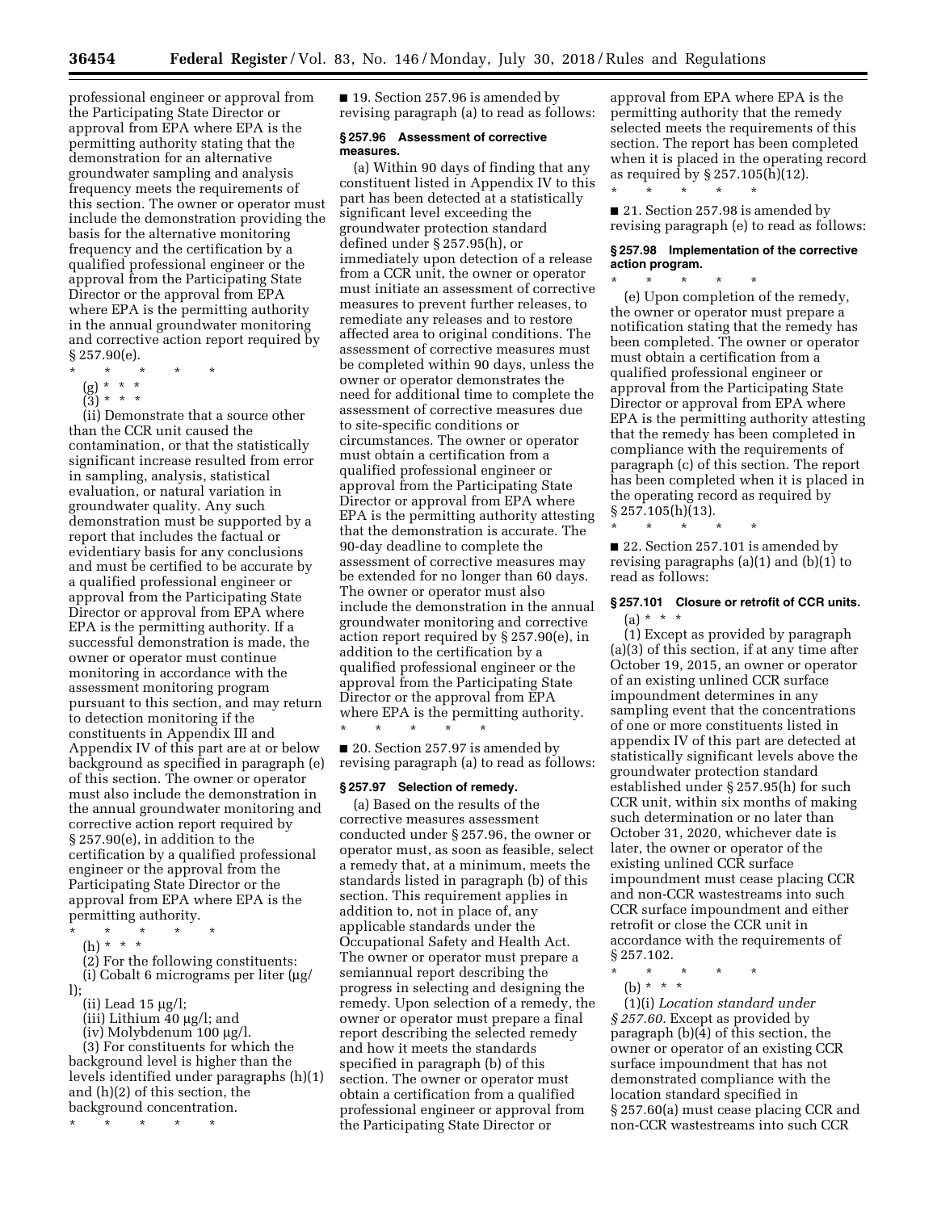professional engineer or approval from the Participating State Director or approval from EPA where EPA is the permitting authority stating that the demonstration for an alternative groundwater sampling and analysis frequency meets the requirements of this section. The owner or operator must include the demonstration providing the basis for the alternative monitoring frequency and the certification by a qualified professional engineer or the approval from the Participating State Director or the approval from EPA where EPA is the permitting authority in the annual groundwater monitoring and corrective action report required by § 257.90(e).

\* \* \* \* \*

(g) \* \* \*

(3) \* \* \*

(ii) Demonstrate that a source other than the CCR unit caused the contamination, or that the statistically significant increase resulted from error in sampling, analysis, statistical evaluation, or natural variation in groundwater quality. Any such demonstration must be supported by a report that includes the factual or evidentiary basis for any conclusions and must be certified to be accurate by a qualified professional engineer or approval from the Participating State Director or approval from EPA where EPA is the permitting authority. If a successful demonstration is made, the owner or operator must continue monitoring in accordance with the assessment monitoring program pursuant to this section, and may return to detection monitoring if the constituents in Appendix III and Appendix IV of this part are at or below background as specified in paragraph (e) of this section. The owner or operator must also include the demonstration in the annual groundwater monitoring and corrective action report required by § 257.90(e), in addition to the certification by a qualified professional engineer or the approval from the Participating State Director or the approval from EPA where EPA is the permitting authority.

\* \* \* \* \*

(h) \* \* \*

(2) For the following constituents:

(i) Cobalt 6 micrograms per liter (µg/l);

(ii) Lead 15 µg/l;

(iii) Lithium 40 µg/l; and

(iv) Molybdenum 100 µg/l.

(3) For constituents for which the background level is higher than the levels identified under paragraphs (h)(1) and (h)(2) of this section, the background concentration.

\* \* \* \* \*

■ 19. Section 257.96 is amended by revising paragraph (a) to read as follows:

### § 257.96 Assessment of corrective measures.

(a) Within 90 days of finding that any constituent listed in Appendix IV to this part has been detected at a statistically significant level exceeding the groundwater protection standard defined under § 257.95(h), or immediately upon detection of a release from a CCR unit, the owner or operator must initiate an assessment of corrective measures to prevent further releases, to remediate any releases and to restore affected area to original conditions. The assessment of corrective measures must be completed within 90 days, unless the owner or operator demonstrates the need for additional time to complete the assessment of corrective measures due to site-specific conditions or circumstances. The owner or operator must obtain a certification from a qualified professional engineer or approval from the Participating State Director or approval from EPA where EPA is the permitting authority attesting that the demonstration is accurate. The 90-day deadline to complete the assessment of corrective measures may be extended for no longer than 60 days. The owner or operator must also include the demonstration in the annual groundwater monitoring and corrective action report required by § 257.90(e), in addition to the certification by a qualified professional engineer or the approval from the Participating State Director or the approval from EPA where EPA is the permitting authority.

\* \* \* \* \*

■ 20. Section 257.97 is amended by revising paragraph (a) to read as follows:

### § 257.97 Selection of remedy.

(a) Based on the results of the corrective measures assessment conducted under § 257.96, the owner or operator must, as soon as feasible, select a remedy that, at a minimum, meets the standards listed in paragraph (b) of this section. This requirement applies in addition to, not in place of, any applicable standards under the Occupational Safety and Health Act. The owner or operator must prepare a semiannual report describing the progress in selecting and designing the remedy. Upon selection of a remedy, the owner or operator must prepare a final report describing the selected remedy and how it meets the standards specified in paragraph (b) of this section. The owner or operator must obtain a certification from a qualified professional engineer or approval from the Participating State Director or approval from EPA where EPA is the permitting authority that the remedy selected meets the requirements of this section. The report has been completed when it is placed in the operating record as required by § 257.105(h)(12).

\* \* \* \* \*

■ 21. Section 257.98 is amended by revising paragraph (e) to read as follows:

### § 257.98 Implementation of the corrective action program.

\* \* \* \* \*

(e) Upon completion of the remedy, the owner or operator must prepare a notification stating that the remedy has been completed. The owner or operator must obtain a certification from a qualified professional engineer or approval from the Participating State Director or approval from EPA where EPA is the permitting authority attesting that the remedy has been completed in compliance with the requirements of paragraph (c) of this section. The report has been completed when it is placed in the operating record as required by § 257.105(h)(13).

\* \* \* \* \*

■ 22. Section 257.101 is amended by revising paragraphs (a)(1) and (b)(1) to read as follows:

### § 257.101 Closure or retrofit of CCR units.

(a) \* \* \*

(1) Except as provided by paragraph (a)(3) of this section, if at any time after October 19, 2015, an owner or operator of an existing unlined CCR surface impoundment determines in any sampling event that the concentrations of one or more constituents listed in appendix IV of this part are detected at statistically significant levels above the groundwater protection standard established under § 257.95(h) for such CCR unit, within six months of making such determination or no later than October 31, 2020, whichever date is later, the owner or operator of the existing unlined CCR surface impoundment must cease placing CCR and non-CCR wastestreams into such CCR surface impoundment and either retrofit or close the CCR unit in accordance with the requirements of § 257.102.

\* \* \* \* \*

(b) \* \* \*

(1)(i) *Location standard under § 257.60.* Except as provided by paragraph (b)(4) of this section, the owner or operator of an existing CCR surface impoundment that has not demonstrated compliance with the location standard specified in § 257.60(a) must cease placing CCR and non-CCR wastestreams into such CCR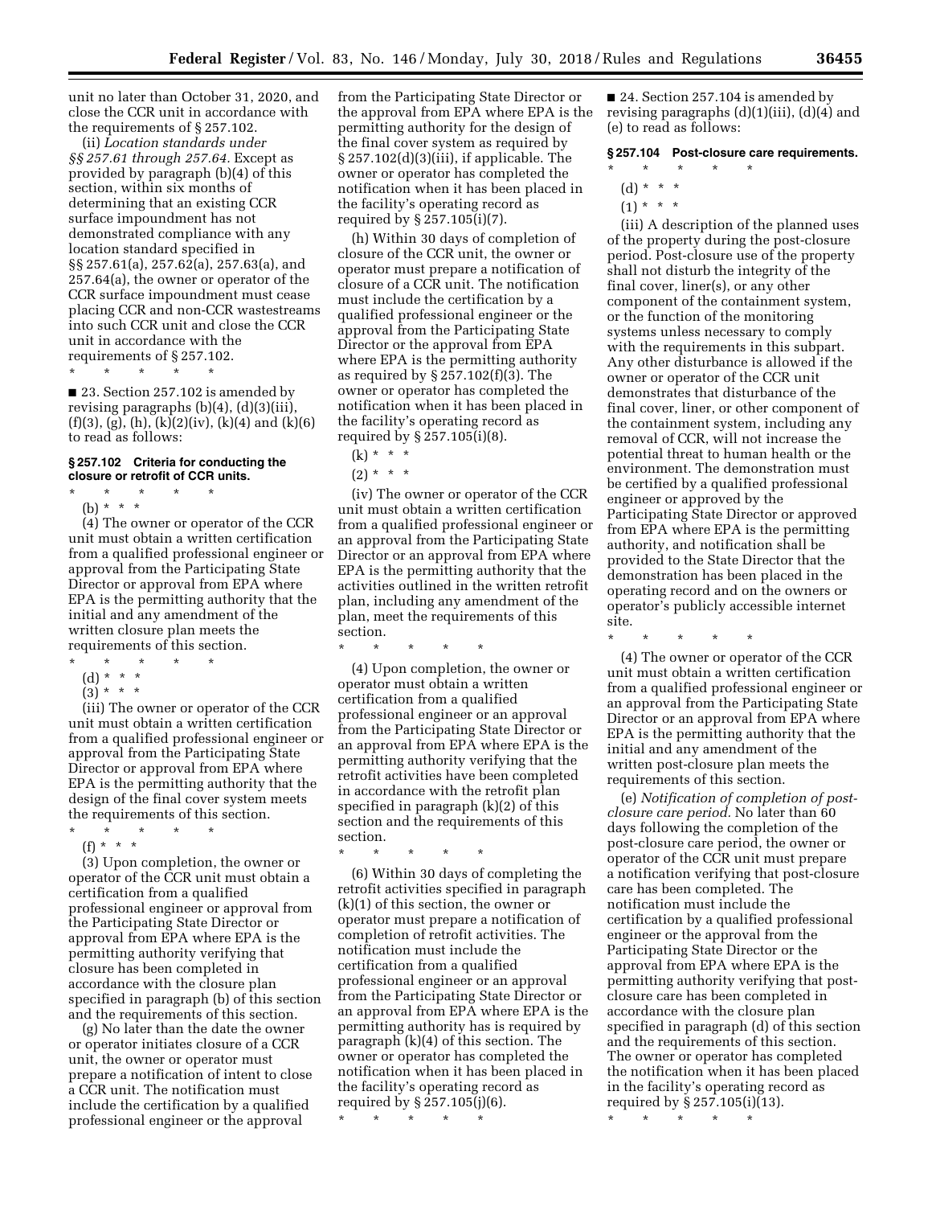unit no later than October 31, 2020, and close the CCR unit in accordance with the requirements of § 257.102.

(ii) *Location standards under §§ 257.61 through 257.64.* Except as provided by paragraph (b)(4) of this section, within six months of determining that an existing CCR surface impoundment has not demonstrated compliance with any location standard specified in §§ 257.61(a), 257.62(a), 257.63(a), and 257.64(a), the owner or operator of the CCR surface impoundment must cease placing CCR and non-CCR wastestreams into such CCR unit and close the CCR unit in accordance with the requirements of § 257.102.

\* \* \* \* \*

■ 23. Section 257.102 is amended by revising paragraphs (b)(4), (d)(3)(iii), (f)(3), (g), (h), (k)(2)(iv), (k)(4) and (k)(6) to read as follows:

**§ 257.102 Criteria for conducting the closure or retrofit of CCR units.**

\* \* \* \* \*

(b) \* \* \*

(4) The owner or operator of the CCR unit must obtain a written certification from a qualified professional engineer or approval from the Participating State Director or approval from EPA where EPA is the permitting authority that the initial and any amendment of the written closure plan meets the requirements of this section.

\* \* \* \* \*

(d) \* \* \*

(3) \* \* \*

(iii) The owner or operator of the CCR unit must obtain a written certification from a qualified professional engineer or approval from the Participating State Director or approval from EPA where EPA is the permitting authority that the design of the final cover system meets the requirements of this section.

\* \* \* \* \*

(f) \* \* \*

(3) Upon completion, the owner or operator of the CCR unit must obtain a certification from a qualified professional engineer or approval from the Participating State Director or approval from EPA where EPA is the permitting authority verifying that closure has been completed in accordance with the closure plan specified in paragraph (b) of this section and the requirements of this section.

(g) No later than the date the owner or operator initiates closure of a CCR unit, the owner or operator must prepare a notification of intent to close a CCR unit. The notification must include the certification by a qualified professional engineer or the approval from the Participating State Director or the approval from EPA where EPA is the permitting authority for the design of the final cover system as required by § 257.102(d)(3)(iii), if applicable. The owner or operator has completed the notification when it has been placed in the facility's operating record as required by § 257.105(i)(7).

(h) Within 30 days of completion of closure of the CCR unit, the owner or operator must prepare a notification of closure of a CCR unit. The notification must include the certification by a qualified professional engineer or the approval from the Participating State Director or the approval from EPA where EPA is the permitting authority as required by § 257.102(f)(3). The owner or operator has completed the notification when it has been placed in the facility's operating record as required by § 257.105(i)(8).

(k) \* \* \*

(2) \* \* \*

(iv) The owner or operator of the CCR unit must obtain a written certification from a qualified professional engineer or an approval from the Participating State Director or an approval from EPA where EPA is the permitting authority that the activities outlined in the written retrofit plan, including any amendment of the plan, meet the requirements of this section.

\* \* \* \* \*

(4) Upon completion, the owner or operator must obtain a written certification from a qualified professional engineer or an approval from the Participating State Director or an approval from EPA where EPA is the permitting authority verifying that the retrofit activities have been completed in accordance with the retrofit plan specified in paragraph (k)(2) of this section and the requirements of this section.

\* \* \* \* \*

(6) Within 30 days of completing the retrofit activities specified in paragraph (k)(1) of this section, the owner or operator must prepare a notification of completion of retrofit activities. The notification must include the certification from a qualified professional engineer or an approval from the Participating State Director or an approval from EPA where EPA is the permitting authority has is required by paragraph (k)(4) of this section. The owner or operator has completed the notification when it has been placed in the facility's operating record as required by § 257.105(j)(6).

\* \* \* \* \*

■ 24. Section 257.104 is amended by revising paragraphs (d)(1)(iii), (d)(4) and (e) to read as follows:

**§ 257.104 Post-closure care requirements.**

\* \* \* \* \*

(d) \* \* \*

(1) \* \* \*

(iii) A description of the planned uses of the property during the post-closure period. Post-closure use of the property shall not disturb the integrity of the final cover, liner(s), or any other component of the containment system, or the function of the monitoring systems unless necessary to comply with the requirements in this subpart. Any other disturbance is allowed if the owner or operator of the CCR unit demonstrates that disturbance of the final cover, liner, or other component of the containment system, including any removal of CCR, will not increase the potential threat to human health or the environment. The demonstration must be certified by a qualified professional engineer or approved by the Participating State Director or approved from EPA where EPA is the permitting authority, and notification shall be provided to the State Director that the demonstration has been placed in the operating record and on the owners or operator's publicly accessible internet site.

\* \* \* \* \*

(4) The owner or operator of the CCR unit must obtain a written certification from a qualified professional engineer or an approval from the Participating State Director or an approval from EPA where EPA is the permitting authority that the initial and any amendment of the written post-closure plan meets the requirements of this section.

(e) *Notification of completion of post-closure care period.* No later than 60 days following the completion of the post-closure care period, the owner or operator of the CCR unit must prepare a notification verifying that post-closure care has been completed. The notification must include the certification by a qualified professional engineer or the approval from the Participating State Director or the approval from EPA where EPA is the permitting authority verifying that post-closure care has been completed in accordance with the closure plan specified in paragraph (d) of this section and the requirements of this section. The owner or operator has completed the notification when it has been placed in the facility's operating record as required by § 257.105(i)(13).

\* \* \* \* \*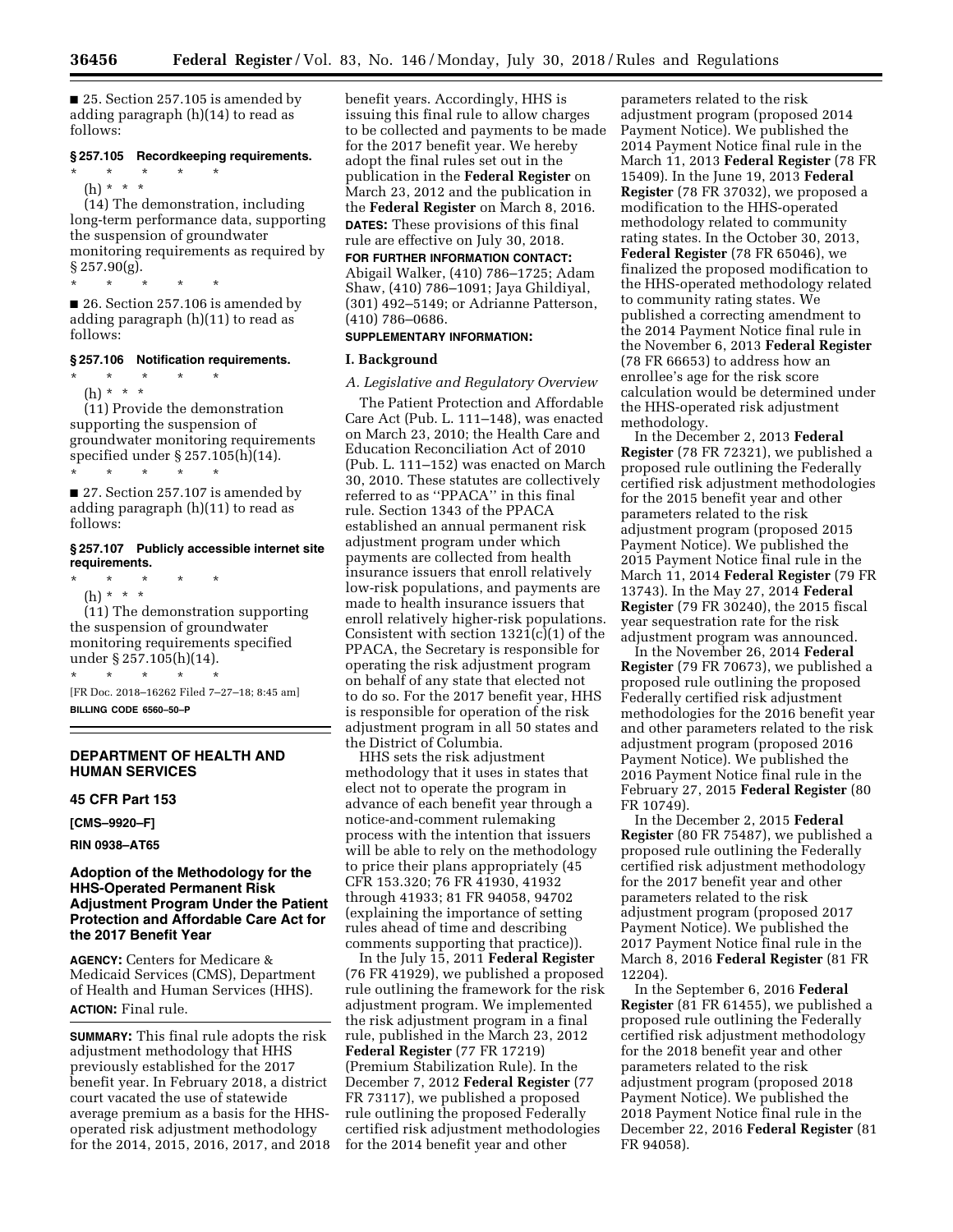■ 25. Section 257.105 is amended by adding paragraph (h)(14) to read as follows:

### § 257.105 Recordkeeping requirements.

\* \* \* \* \*

(h) \* \* \*

(14) The demonstration, including long-term performance data, supporting the suspension of groundwater monitoring requirements as required by § 257.90(g).

\* \* \* \* \*

■ 26. Section 257.106 is amended by adding paragraph (h)(11) to read as follows:

### § 257.106 Notification requirements.

\* \* \* \* \*

(h) \* \* \*

(11) Provide the demonstration supporting the suspension of groundwater monitoring requirements specified under § 257.105(h)(14).

\* \* \* \* \*

■ 27. Section 257.107 is amended by adding paragraph (h)(11) to read as follows:

### § 257.107 Publicly accessible internet site requirements.

\* \* \* \* \*

(h) \* \* \*

(11) The demonstration supporting the suspension of groundwater monitoring requirements specified under § 257.105(h)(14).

\* \* \* \* \*

[FR Doc. 2018–16262 Filed 7–27–18; 8:45 am]

**BILLING CODE 6560–50–P**

---

## DEPARTMENT OF HEALTH AND HUMAN SERVICES

### 45 CFR Part 153

**[CMS–9920–F]**

**RIN 0938–AT65**

## Adoption of the Methodology for the HHS-Operated Permanent Risk Adjustment Program Under the Patient Protection and Affordable Care Act for the 2017 Benefit Year

**AGENCY:** Centers for Medicare & Medicaid Services (CMS), Department of Health and Human Services (HHS).

**ACTION:** Final rule.

**SUMMARY:** This final rule adopts the risk adjustment methodology that HHS previously established for the 2017 benefit year. In February 2018, a district court vacated the use of statewide average premium as a basis for the HHS-operated risk adjustment methodology for the 2014, 2015, 2016, 2017, and 2018 benefit years. Accordingly, HHS is issuing this final rule to allow charges to be collected and payments to be made for the 2017 benefit year. We hereby adopt the final rules set out in the publication in the **Federal Register** on March 23, 2012 and the publication in the **Federal Register** on March 8, 2016.

**DATES:** These provisions of this final rule are effective on July 30, 2018.

**FOR FURTHER INFORMATION CONTACT:** Abigail Walker, (410) 786–1725; Adam Shaw, (410) 786–1091; Jaya Ghildiyal, (301) 492–5149; or Adrianne Patterson, (410) 786–0686.

**SUPPLEMENTARY INFORMATION:**

### I. Background

#### *A. Legislative and Regulatory Overview*

The Patient Protection and Affordable Care Act (Pub. L. 111–148), was enacted on March 23, 2010; the Health Care and Education Reconciliation Act of 2010 (Pub. L. 111–152) was enacted on March 30, 2010. These statutes are collectively referred to as ''PPACA'' in this final rule. Section 1343 of the PPACA established an annual permanent risk adjustment program under which payments are collected from health insurance issuers that enroll relatively low-risk populations, and payments are made to health insurance issuers that enroll relatively higher-risk populations. Consistent with section 1321(c)(1) of the PPACA, the Secretary is responsible for operating the risk adjustment program on behalf of any state that elected not to do so. For the 2017 benefit year, HHS is responsible for operation of the risk adjustment program in all 50 states and the District of Columbia.

HHS sets the risk adjustment methodology that it uses in states that elect not to operate the program in advance of each benefit year through a notice-and-comment rulemaking process with the intention that issuers will be able to rely on the methodology to price their plans appropriately (45 CFR 153.320; 76 FR 41930, 41932 through 41933; 81 FR 94058, 94702 (explaining the importance of setting rules ahead of time and describing comments supporting that practice)).

In the July 15, 2011 **Federal Register** (76 FR 41929), we published a proposed rule outlining the framework for the risk adjustment program. We implemented the risk adjustment program in a final rule, published in the March 23, 2012 **Federal Register** (77 FR 17219) (Premium Stabilization Rule). In the December 7, 2012 **Federal Register** (77 FR 73117), we published a proposed rule outlining the proposed Federally certified risk adjustment methodologies for the 2014 benefit year and other parameters related to the risk adjustment program (proposed 2014 Payment Notice). We published the 2014 Payment Notice final rule in the March 11, 2013 **Federal Register** (78 FR 15409). In the June 19, 2013 **Federal Register** (78 FR 37032), we proposed a modification to the HHS-operated methodology related to community rating states. In the October 30, 2013, **Federal Register** (78 FR 65046), we finalized the proposed modification to the HHS-operated methodology related to community rating states. We published a correcting amendment to the 2014 Payment Notice final rule in the November 6, 2013 **Federal Register** (78 FR 66653) to address how an enrollee's age for the risk score calculation would be determined under the HHS-operated risk adjustment methodology.

In the December 2, 2013 **Federal Register** (78 FR 72321), we published a proposed rule outlining the Federally certified risk adjustment methodologies for the 2015 benefit year and other parameters related to the risk adjustment program (proposed 2015 Payment Notice). We published the 2015 Payment Notice final rule in the March 11, 2014 **Federal Register** (79 FR 13743). In the May 27, 2014 **Federal Register** (79 FR 30240), the 2015 fiscal year sequestration rate for the risk adjustment program was announced.

In the November 26, 2014 **Federal Register** (79 FR 70673), we published a proposed rule outlining the proposed Federally certified risk adjustment methodologies for the 2016 benefit year and other parameters related to the risk adjustment program (proposed 2016 Payment Notice). We published the 2016 Payment Notice final rule in the February 27, 2015 **Federal Register** (80 FR 10749).

In the December 2, 2015 **Federal Register** (80 FR 75487), we published a proposed rule outlining the Federally certified risk adjustment methodology for the 2017 benefit year and other parameters related to the risk adjustment program (proposed 2017 Payment Notice). We published the 2017 Payment Notice final rule in the March 8, 2016 **Federal Register** (81 FR 12204).

In the September 6, 2016 **Federal Register** (81 FR 61455), we published a proposed rule outlining the Federally certified risk adjustment methodology for the 2018 benefit year and other parameters related to the risk adjustment program (proposed 2018 Payment Notice). We published the 2018 Payment Notice final rule in the December 22, 2016 **Federal Register** (81 FR 94058).